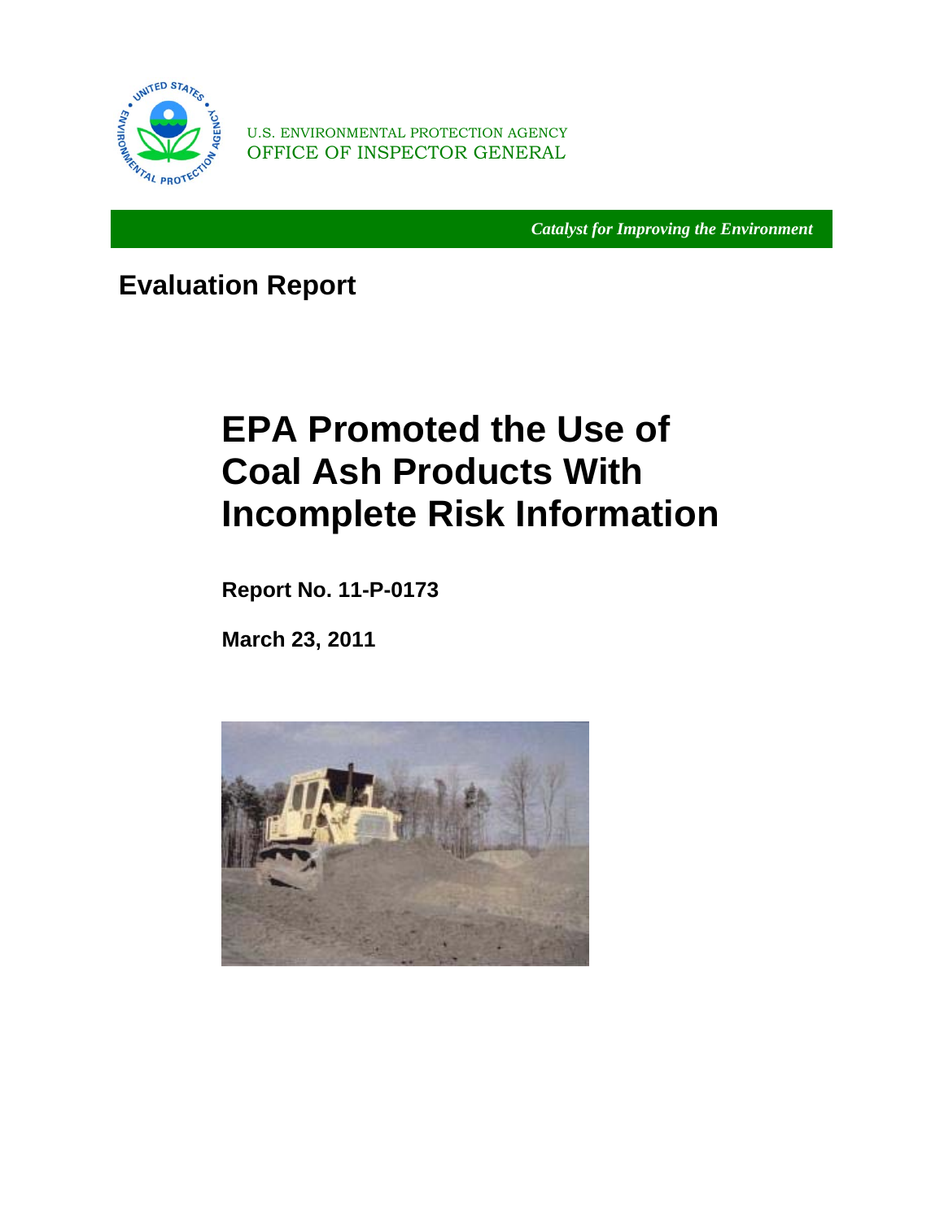U.S. ENVIRONMENTAL PROTECTION AGENCY
OFFICE OF INSPECTOR GENERAL

*Catalyst for Improving the Environment*

## Evaluation Report

# EPA Promoted the Use of Coal Ash Products With Incomplete Risk Information

**Report No. 11-P-0173**

**March 23, 2011**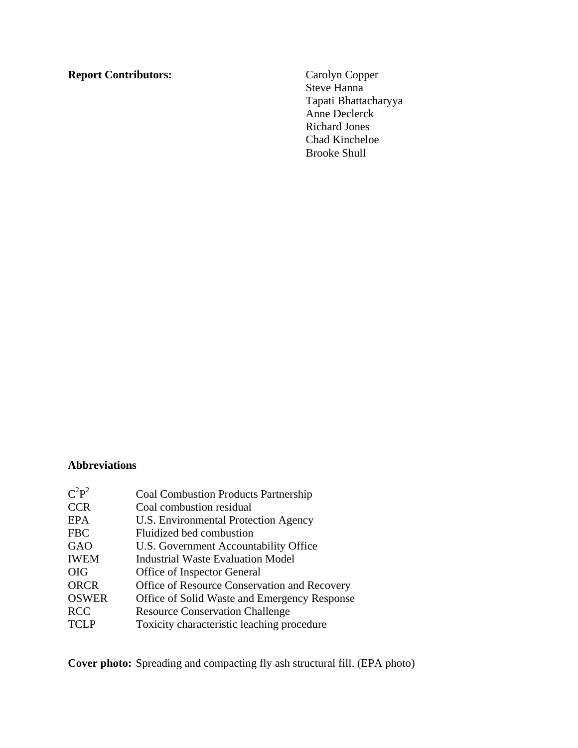**Report Contributors:**

Carolyn Copper
Steve Hanna
Tapati Bhattacharyya
Anne Declerck
Richard Jones
Chad Kincheloe
Brooke Shull

**Abbreviations**

| | |
|---|---|
| $C^2P^2$ | Coal Combustion Products Partnership |
| CCR | Coal combustion residual |
| EPA | U.S. Environmental Protection Agency |
| FBC | Fluidized bed combustion |
| GAO | U.S. Government Accountability Office |
| IWEM | Industrial Waste Evaluation Model |
| OIG | Office of Inspector General |
| ORCR | Office of Resource Conservation and Recovery |
| OSWER | Office of Solid Waste and Emergency Response |
| RCC | Resource Conservation Challenge |
| TCLP | Toxicity characteristic leaching procedure |

**Cover photo:** Spreading and compacting fly ash structural fill. (EPA photo)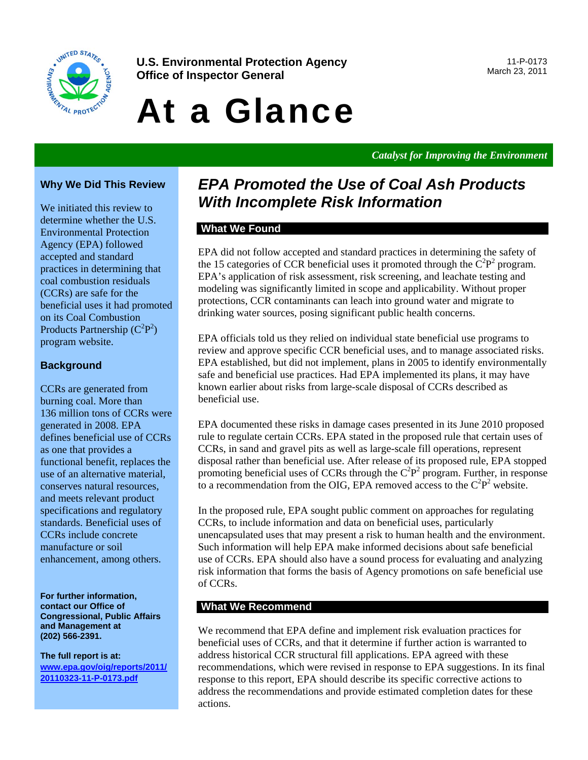**U.S. Environmental Protection Agency**
**Office of Inspector General**

11-P-0173
March 23, 2011

# At a Glance

*Catalyst for Improving the Environment*

### Why We Did This Review

We initiated this review to determine whether the U.S. Environmental Protection Agency (EPA) followed accepted and standard practices in determining that coal combustion residuals (CCRs) are safe for the beneficial uses it had promoted on its Coal Combustion Products Partnership ($C^2P^2$) program website.

### Background

CCRs are generated from burning coal. More than 136 million tons of CCRs were generated in 2008. EPA defines beneficial use of CCRs as one that provides a functional benefit, replaces the use of an alternative material, conserves natural resources, and meets relevant product specifications and regulatory standards. Beneficial uses of CCRs include concrete manufacture or soil enhancement, among others.

**For further information, contact our Office of Congressional, Public Affairs and Management at (202) 566-2391.**

**The full report is at:**
**www.epa.gov/oig/reports/2011/20110323-11-P-0173.pdf**

## *EPA Promoted the Use of Coal Ash Products With Incomplete Risk Information*

### What We Found

EPA did not follow accepted and standard practices in determining the safety of the 15 categories of CCR beneficial uses it promoted through the $C^2P^2$ program. EPA's application of risk assessment, risk screening, and leachate testing and modeling was significantly limited in scope and applicability. Without proper protections, CCR contaminants can leach into ground water and migrate to drinking water sources, posing significant public health concerns.

EPA officials told us they relied on individual state beneficial use programs to review and approve specific CCR beneficial uses, and to manage associated risks. EPA established, but did not implement, plans in 2005 to identify environmentally safe and beneficial use practices. Had EPA implemented its plans, it may have known earlier about risks from large-scale disposal of CCRs described as beneficial use.

EPA documented these risks in damage cases presented in its June 2010 proposed rule to regulate certain CCRs. EPA stated in the proposed rule that certain uses of CCRs, in sand and gravel pits as well as large-scale fill operations, represent disposal rather than beneficial use. After release of its proposed rule, EPA stopped promoting beneficial uses of CCRs through the $C^2P^2$ program. Further, in response to a recommendation from the OIG, EPA removed access to the $C^2P^2$ website.

In the proposed rule, EPA sought public comment on approaches for regulating CCRs, to include information and data on beneficial uses, particularly unencapsulated uses that may present a risk to human health and the environment. Such information will help EPA make informed decisions about safe beneficial use of CCRs. EPA should also have a sound process for evaluating and analyzing risk information that forms the basis of Agency promotions on safe beneficial use of CCRs.

### What We Recommend

We recommend that EPA define and implement risk evaluation practices for beneficial uses of CCRs, and that it determine if further action is warranted to address historical CCR structural fill applications. EPA agreed with these recommendations, which were revised in response to EPA suggestions. In its final response to this report, EPA should describe its specific corrective actions to address the recommendations and provide estimated completion dates for these actions.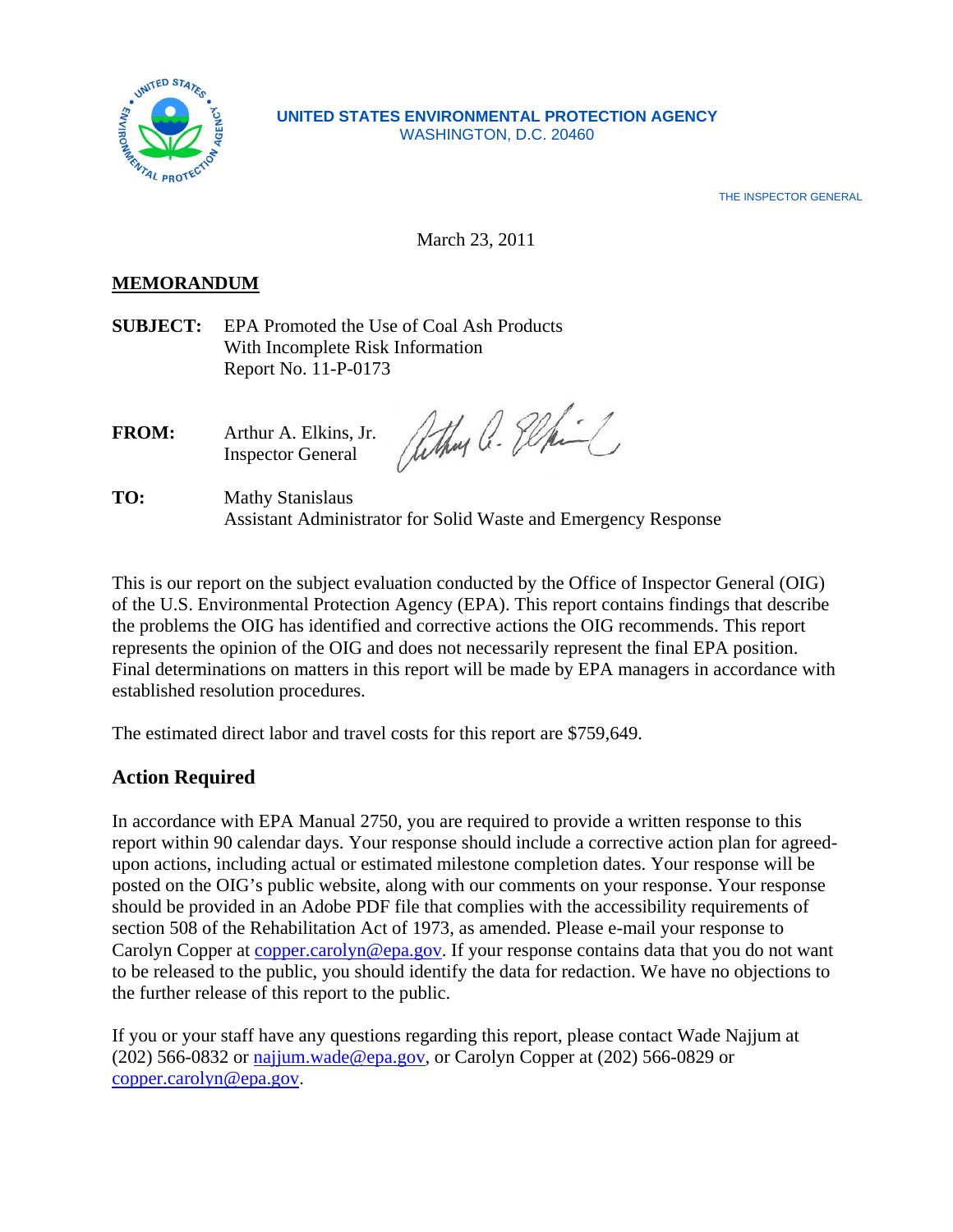**UNITED STATES ENVIRONMENTAL PROTECTION AGENCY**
WASHINGTON, D.C. 20460

THE INSPECTOR GENERAL

March 23, 2011

**MEMORANDUM**

**SUBJECT:** EPA Promoted the Use of Coal Ash Products With Incomplete Risk Information Report No. 11-P-0173

**FROM:** Arthur A. Elkins, Jr.
Inspector General

**TO:** Mathy Stanislaus
Assistant Administrator for Solid Waste and Emergency Response

This is our report on the subject evaluation conducted by the Office of Inspector General (OIG) of the U.S. Environmental Protection Agency (EPA). This report contains findings that describe the problems the OIG has identified and corrective actions the OIG recommends. This report represents the opinion of the OIG and does not necessarily represent the final EPA position. Final determinations on matters in this report will be made by EPA managers in accordance with established resolution procedures.

The estimated direct labor and travel costs for this report are $759,649.

## Action Required

In accordance with EPA Manual 2750, you are required to provide a written response to this report within 90 calendar days. Your response should include a corrective action plan for agreed-upon actions, including actual or estimated milestone completion dates. Your response will be posted on the OIG's public website, along with our comments on your response. Your response should be provided in an Adobe PDF file that complies with the accessibility requirements of section 508 of the Rehabilitation Act of 1973, as amended. Please e-mail your response to Carolyn Copper at copper.carolyn@epa.gov. If your response contains data that you do not want to be released to the public, you should identify the data for redaction. We have no objections to the further release of this report to the public.

If you or your staff have any questions regarding this report, please contact Wade Najjum at (202) 566-0832 or najjum.wade@epa.gov, or Carolyn Copper at (202) 566-0829 or copper.carolyn@epa.gov.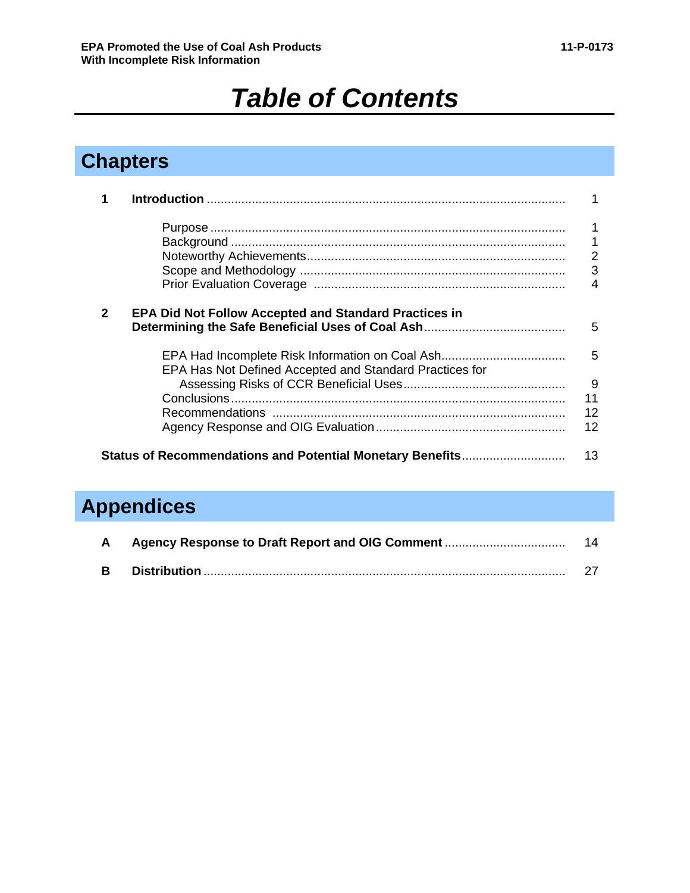# *Table of Contents*

## Chapters

| | | |
|---|---|---|
| **1** | **Introduction** | 1 |
| | Purpose | 1 |
| | Background | 1 |
| | Noteworthy Achievements | 2 |
| | Scope and Methodology | 3 |
| | Prior Evaluation Coverage | 4 |
| **2** | **EPA Did Not Follow Accepted and Standard Practices in Determining the Safe Beneficial Uses of Coal Ash** | 5 |
| | EPA Had Incomplete Risk Information on Coal Ash | 5 |
| | EPA Has Not Defined Accepted and Standard Practices for Assessing Risks of CCR Beneficial Uses | 9 |
| | Conclusions | 11 |
| | Recommendations | 12 |
| | Agency Response and OIG Evaluation | 12 |
| | **Status of Recommendations and Potential Monetary Benefits** | 13 |

## Appendices

| | | |
|---|---|---|
| **A** | **Agency Response to Draft Report and OIG Comment** | 14 |
| **B** | **Distribution** | 27 |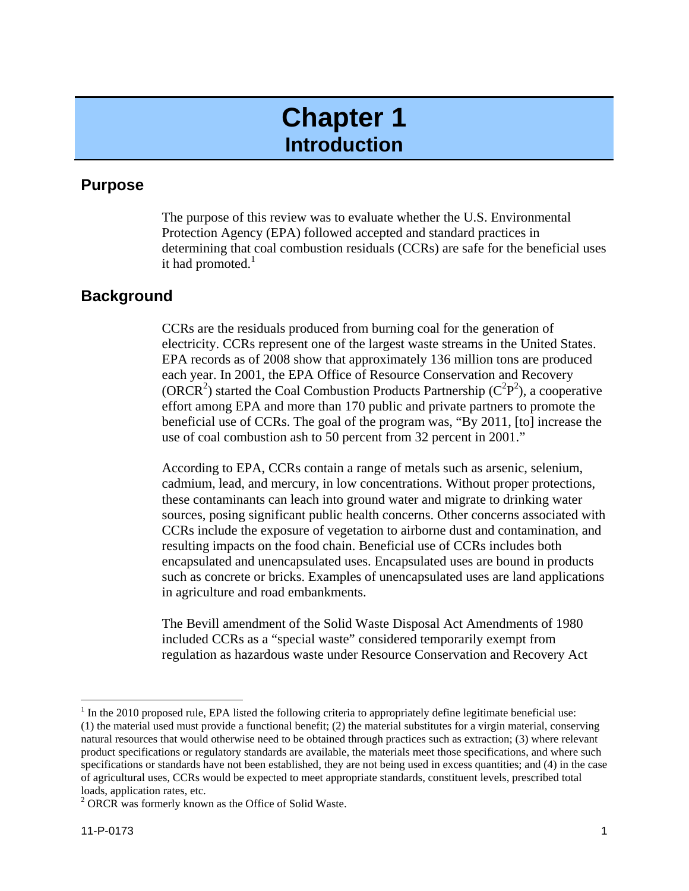# Chapter 1
## Introduction

## Purpose

The purpose of this review was to evaluate whether the U.S. Environmental Protection Agency (EPA) followed accepted and standard practices in determining that coal combustion residuals (CCRs) are safe for the beneficial uses it had promoted.[1]

## Background

CCRs are the residuals produced from burning coal for the generation of electricity. CCRs represent one of the largest waste streams in the United States. EPA records as of 2008 show that approximately 136 million tons are produced each year. In 2001, the EPA Office of Resource Conservation and Recovery ($ORCR^2$) started the Coal Combustion Products Partnership ($C^2P^2$), a cooperative effort among EPA and more than 170 public and private partners to promote the beneficial use of CCRs. The goal of the program was, "By 2011, [to] increase the use of coal combustion ash to 50 percent from 32 percent in 2001."

According to EPA, CCRs contain a range of metals such as arsenic, selenium, cadmium, lead, and mercury, in low concentrations. Without proper protections, these contaminants can leach into ground water and migrate to drinking water sources, posing significant public health concerns. Other concerns associated with CCRs include the exposure of vegetation to airborne dust and contamination, and resulting impacts on the food chain. Beneficial use of CCRs includes both encapsulated and unencapsulated uses. Encapsulated uses are bound in products such as concrete or bricks. Examples of unencapsulated uses are land applications in agriculture and road embankments.

The Bevill amendment of the Solid Waste Disposal Act Amendments of 1980 included CCRs as a "special waste" considered temporarily exempt from regulation as hazardous waste under Resource Conservation and Recovery Act

---

[1] In the 2010 proposed rule, EPA listed the following criteria to appropriately define legitimate beneficial use: (1) the material used must provide a functional benefit; (2) the material substitutes for a virgin material, conserving natural resources that would otherwise need to be obtained through practices such as extraction; (3) where relevant product specifications or regulatory standards are available, the materials meet those specifications, and where such specifications or standards have not been established, they are not being used in excess quantities; and (4) in the case of agricultural uses, CCRs would be expected to meet appropriate standards, constituent levels, prescribed total loads, application rates, etc.

[2] ORCR was formerly known as the Office of Solid Waste.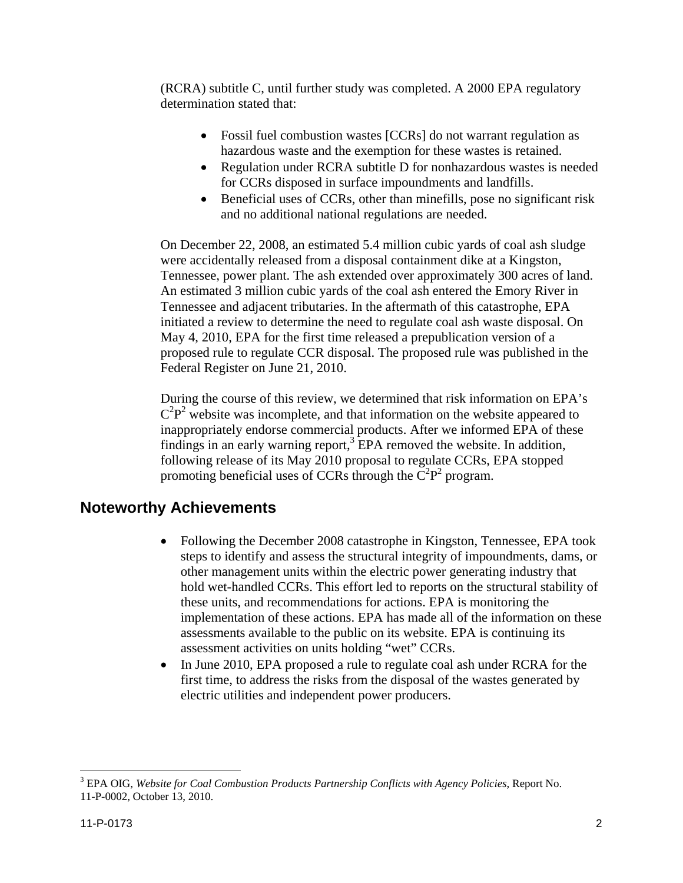(RCRA) subtitle C, until further study was completed. A 2000 EPA regulatory determination stated that:

- Fossil fuel combustion wastes [CCRs] do not warrant regulation as hazardous waste and the exemption for these wastes is retained.
- Regulation under RCRA subtitle D for nonhazardous wastes is needed for CCRs disposed in surface impoundments and landfills.
- Beneficial uses of CCRs, other than minefills, pose no significant risk and no additional national regulations are needed.

On December 22, 2008, an estimated 5.4 million cubic yards of coal ash sludge were accidentally released from a disposal containment dike at a Kingston, Tennessee, power plant. The ash extended over approximately 300 acres of land. An estimated 3 million cubic yards of the coal ash entered the Emory River in Tennessee and adjacent tributaries. In the aftermath of this catastrophe, EPA initiated a review to determine the need to regulate coal ash waste disposal. On May 4, 2010, EPA for the first time released a prepublication version of a proposed rule to regulate CCR disposal. The proposed rule was published in the Federal Register on June 21, 2010.

During the course of this review, we determined that risk information on EPA's $C^2P^2$ website was incomplete, and that information on the website appeared to inappropriately endorse commercial products. After we informed EPA of these findings in an early warning report,[3] EPA removed the website. In addition, following release of its May 2010 proposal to regulate CCRs, EPA stopped promoting beneficial uses of CCRs through the $C^2P^2$ program.

## Noteworthy Achievements

- Following the December 2008 catastrophe in Kingston, Tennessee, EPA took steps to identify and assess the structural integrity of impoundments, dams, or other management units within the electric power generating industry that hold wet-handled CCRs. This effort led to reports on the structural stability of these units, and recommendations for actions. EPA is monitoring the implementation of these actions. EPA has made all of the information on these assessments available to the public on its website. EPA is continuing its assessment activities on units holding "wet" CCRs.
- In June 2010, EPA proposed a rule to regulate coal ash under RCRA for the first time, to address the risks from the disposal of the wastes generated by electric utilities and independent power producers.

[3] EPA OIG, *Website for Coal Combustion Products Partnership Conflicts with Agency Policies*, Report No. 11-P-0002, October 13, 2010.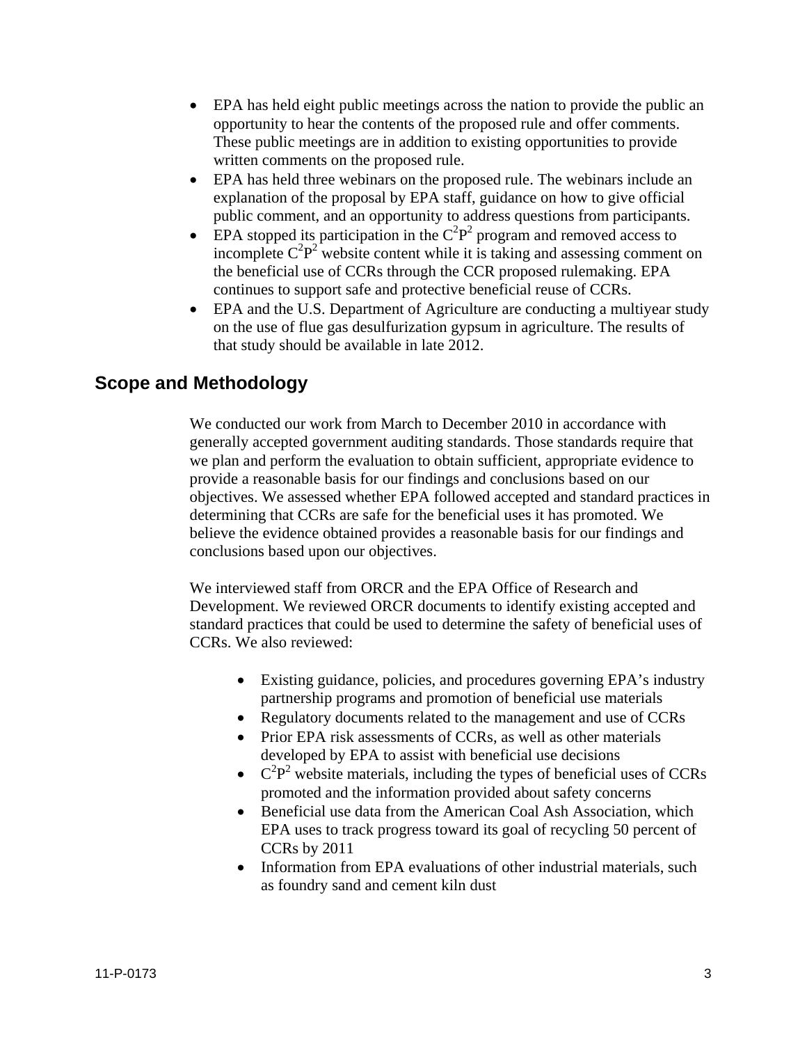- EPA has held eight public meetings across the nation to provide the public an opportunity to hear the contents of the proposed rule and offer comments. These public meetings are in addition to existing opportunities to provide written comments on the proposed rule.
- EPA has held three webinars on the proposed rule. The webinars include an explanation of the proposal by EPA staff, guidance on how to give official public comment, and an opportunity to address questions from participants.
- EPA stopped its participation in the $C^2P^2$ program and removed access to incomplete $C^2P^2$ website content while it is taking and assessing comment on the beneficial use of CCRs through the CCR proposed rulemaking. EPA continues to support safe and protective beneficial reuse of CCRs.
- EPA and the U.S. Department of Agriculture are conducting a multiyear study on the use of flue gas desulfurization gypsum in agriculture. The results of that study should be available in late 2012.

## Scope and Methodology

We conducted our work from March to December 2010 in accordance with generally accepted government auditing standards. Those standards require that we plan and perform the evaluation to obtain sufficient, appropriate evidence to provide a reasonable basis for our findings and conclusions based on our objectives. We assessed whether EPA followed accepted and standard practices in determining that CCRs are safe for the beneficial uses it has promoted. We believe the evidence obtained provides a reasonable basis for our findings and conclusions based upon our objectives.

We interviewed staff from ORCR and the EPA Office of Research and Development. We reviewed ORCR documents to identify existing accepted and standard practices that could be used to determine the safety of beneficial uses of CCRs. We also reviewed:

- Existing guidance, policies, and procedures governing EPA's industry partnership programs and promotion of beneficial use materials
- Regulatory documents related to the management and use of CCRs
- Prior EPA risk assessments of CCRs, as well as other materials developed by EPA to assist with beneficial use decisions
- $C^2P^2$ website materials, including the types of beneficial uses of CCRs promoted and the information provided about safety concerns
- Beneficial use data from the American Coal Ash Association, which EPA uses to track progress toward its goal of recycling 50 percent of CCRs by 2011
- Information from EPA evaluations of other industrial materials, such as foundry sand and cement kiln dust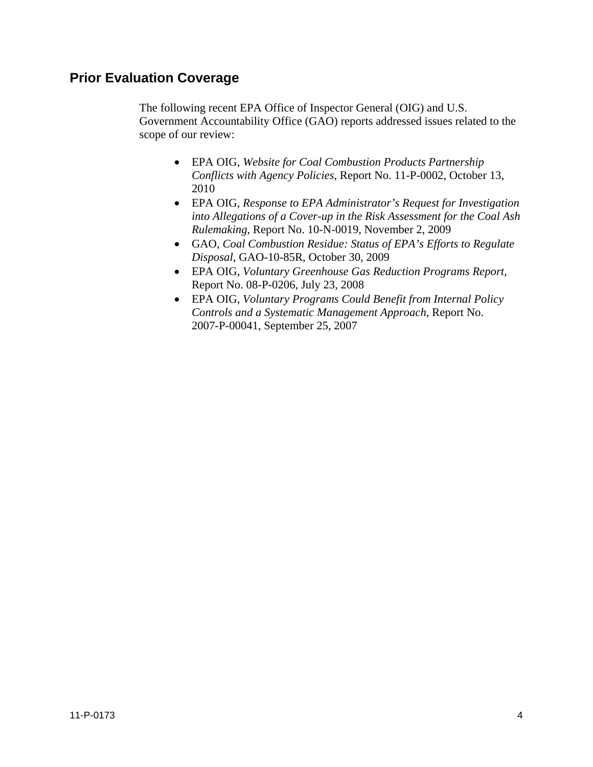## Prior Evaluation Coverage

The following recent EPA Office of Inspector General (OIG) and U.S. Government Accountability Office (GAO) reports addressed issues related to the scope of our review:

- EPA OIG, *Website for Coal Combustion Products Partnership Conflicts with Agency Policies*, Report No. 11-P-0002, October 13, 2010
- EPA OIG, *Response to EPA Administrator's Request for Investigation into Allegations of a Cover-up in the Risk Assessment for the Coal Ash Rulemaking*, Report No. 10-N-0019, November 2, 2009
- GAO, *Coal Combustion Residue: Status of EPA's Efforts to Regulate Disposal*, GAO-10-85R, October 30, 2009
- EPA OIG, *Voluntary Greenhouse Gas Reduction Programs Report*, Report No. 08-P-0206, July 23, 2008
- EPA OIG, *Voluntary Programs Could Benefit from Internal Policy Controls and a Systematic Management Approach*, Report No. 2007-P-00041, September 25, 2007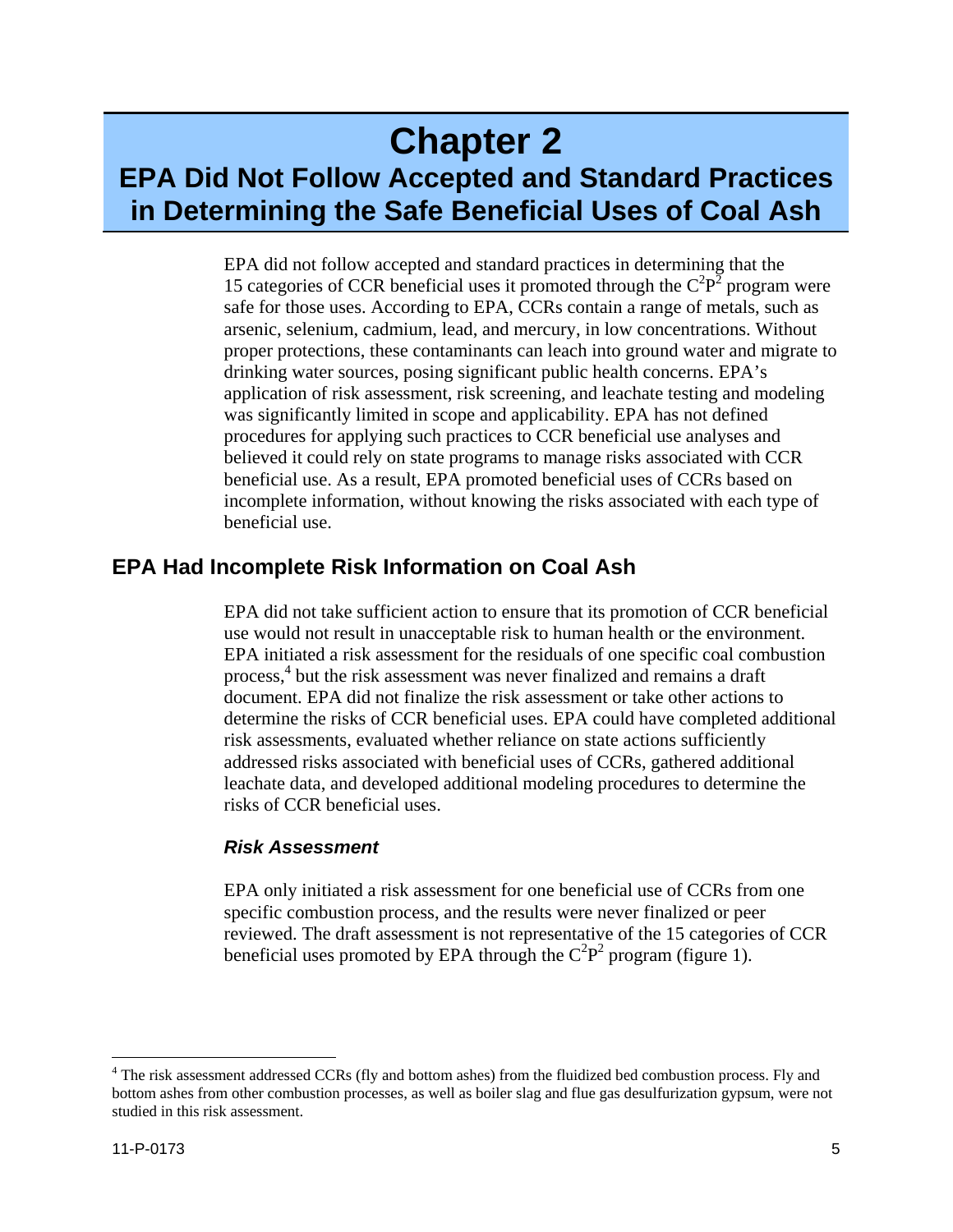# Chapter 2

## EPA Did Not Follow Accepted and Standard Practices in Determining the Safe Beneficial Uses of Coal Ash

EPA did not follow accepted and standard practices in determining that the 15 categories of CCR beneficial uses it promoted through the $C^2P^2$ program were safe for those uses. According to EPA, CCRs contain a range of metals, such as arsenic, selenium, cadmium, lead, and mercury, in low concentrations. Without proper protections, these contaminants can leach into ground water and migrate to drinking water sources, posing significant public health concerns. EPA's application of risk assessment, risk screening, and leachate testing and modeling was significantly limited in scope and applicability. EPA has not defined procedures for applying such practices to CCR beneficial use analyses and believed it could rely on state programs to manage risks associated with CCR beneficial use. As a result, EPA promoted beneficial uses of CCRs based on incomplete information, without knowing the risks associated with each type of beneficial use.

## EPA Had Incomplete Risk Information on Coal Ash

EPA did not take sufficient action to ensure that its promotion of CCR beneficial use would not result in unacceptable risk to human health or the environment. EPA initiated a risk assessment for the residuals of one specific coal combustion process,[4] but the risk assessment was never finalized and remains a draft document. EPA did not finalize the risk assessment or take other actions to determine the risks of CCR beneficial uses. EPA could have completed additional risk assessments, evaluated whether reliance on state actions sufficiently addressed risks associated with beneficial uses of CCRs, gathered additional leachate data, and developed additional modeling procedures to determine the risks of CCR beneficial uses.

### *Risk Assessment*

EPA only initiated a risk assessment for one beneficial use of CCRs from one specific combustion process, and the results were never finalized or peer reviewed. The draft assessment is not representative of the 15 categories of CCR beneficial uses promoted by EPA through the $C^2P^2$ program (figure 1).

[4] The risk assessment addressed CCRs (fly and bottom ashes) from the fluidized bed combustion process. Fly and bottom ashes from other combustion processes, as well as boiler slag and flue gas desulfurization gypsum, were not studied in this risk assessment.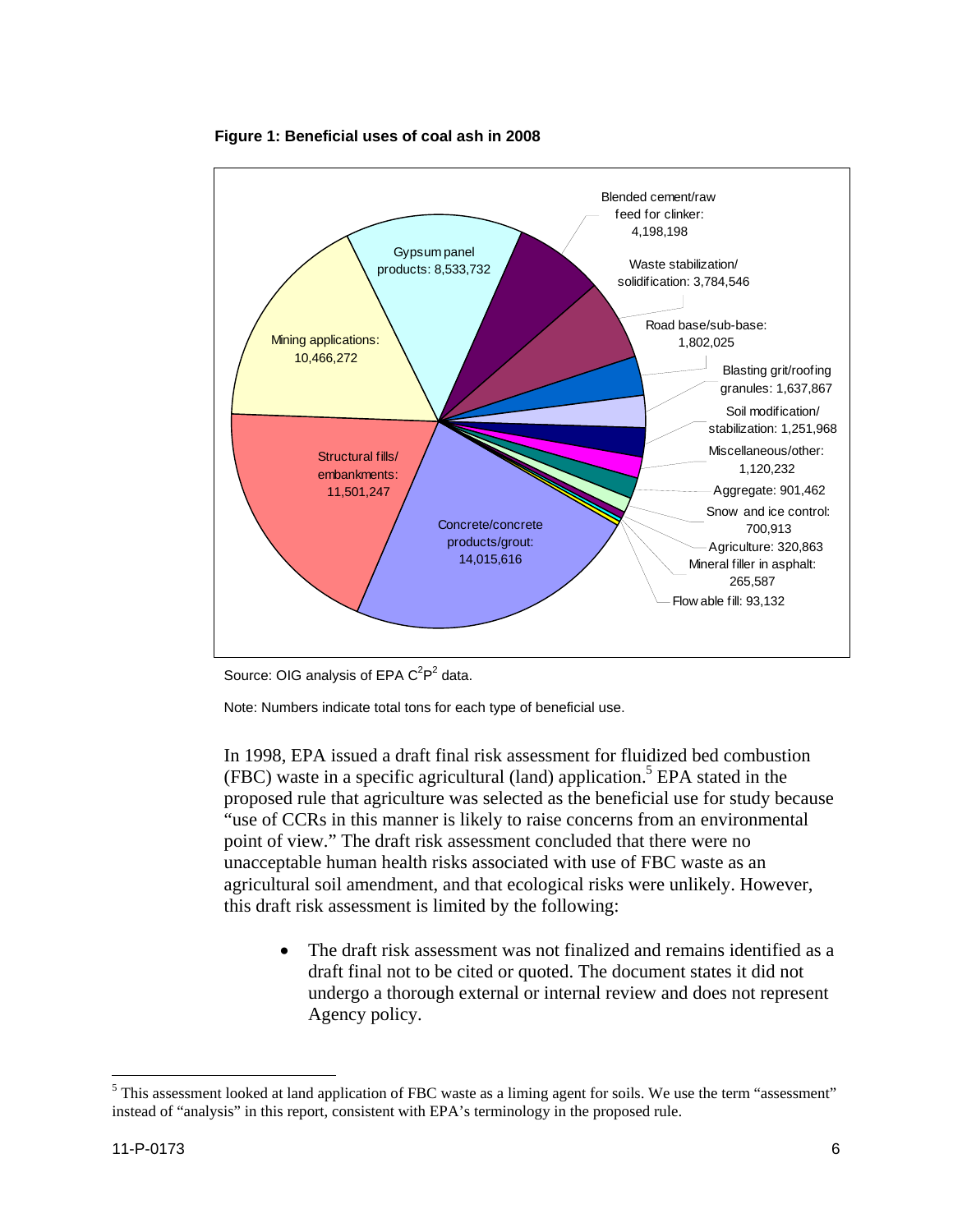**Figure 1: Beneficial uses of coal ash in 2008**

Blended cement/raw feed for clinker: 4,198,198

Waste stabilization/ solidification: 3,784,546

Road base/sub-base: 1,802,025

Blasting grit/roofing granules: 1,637,867

Soil modification/ stabilization: 1,251,968

Miscellaneous/other: 1,120,232

Aggregate: 901,462

Snow and ice control: 700,913

Agriculture: 320,863

Mineral filler in asphalt: 265,587

Flow able fill: 93,132

Concrete/concrete products/grout: 14,015,616

Structural fills/ embankments: 11,501,247

Mining applications: 10,466,272

Gypsum panel products: 8,533,732

Source: OIG analysis of EPA $C^2P^2$ data.

Note: Numbers indicate total tons for each type of beneficial use.

In 1998, EPA issued a draft final risk assessment for fluidized bed combustion (FBC) waste in a specific agricultural (land) application.[5] EPA stated in the proposed rule that agriculture was selected as the beneficial use for study because "use of CCRs in this manner is likely to raise concerns from an environmental point of view." The draft risk assessment concluded that there were no unacceptable human health risks associated with use of FBC waste as an agricultural soil amendment, and that ecological risks were unlikely. However, this draft risk assessment is limited by the following:

- The draft risk assessment was not finalized and remains identified as a draft final not to be cited or quoted. The document states it did not undergo a thorough external or internal review and does not represent Agency policy.

[5] This assessment looked at land application of FBC waste as a liming agent for soils. We use the term "assessment" instead of "analysis" in this report, consistent with EPA's terminology in the proposed rule.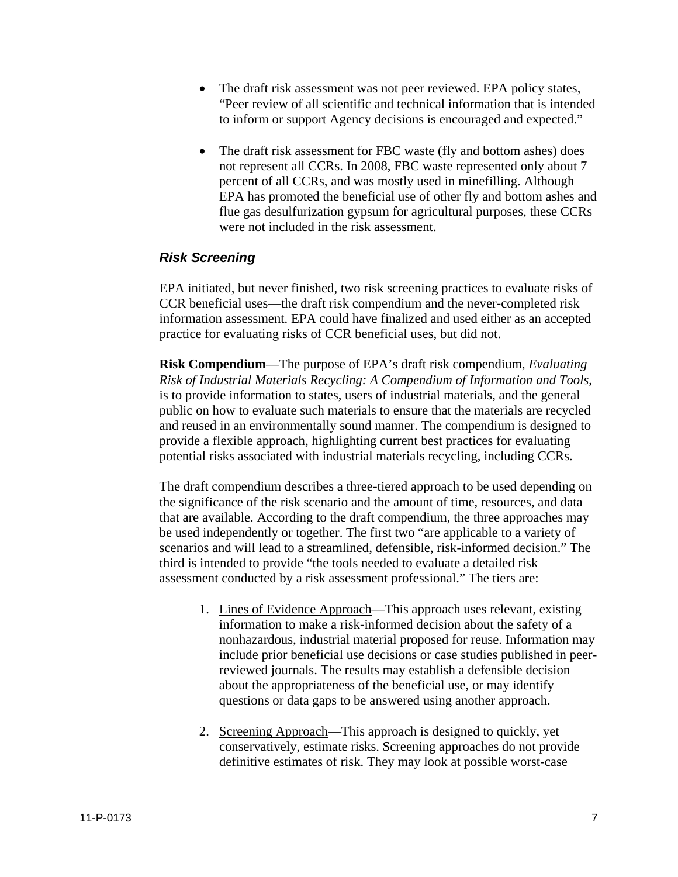- The draft risk assessment was not peer reviewed. EPA policy states, "Peer review of all scientific and technical information that is intended to inform or support Agency decisions is encouraged and expected."

- The draft risk assessment for FBC waste (fly and bottom ashes) does not represent all CCRs. In 2008, FBC waste represented only about 7 percent of all CCRs, and was mostly used in minefilling. Although EPA has promoted the beneficial use of other fly and bottom ashes and flue gas desulfurization gypsum for agricultural purposes, these CCRs were not included in the risk assessment.

### *Risk Screening*

EPA initiated, but never finished, two risk screening practices to evaluate risks of CCR beneficial uses—the draft risk compendium and the never-completed risk information assessment. EPA could have finalized and used either as an accepted practice for evaluating risks of CCR beneficial uses, but did not.

**Risk Compendium**—The purpose of EPA's draft risk compendium, *Evaluating Risk of Industrial Materials Recycling: A Compendium of Information and Tools*, is to provide information to states, users of industrial materials, and the general public on how to evaluate such materials to ensure that the materials are recycled and reused in an environmentally sound manner. The compendium is designed to provide a flexible approach, highlighting current best practices for evaluating potential risks associated with industrial materials recycling, including CCRs.

The draft compendium describes a three-tiered approach to be used depending on the significance of the risk scenario and the amount of time, resources, and data that are available. According to the draft compendium, the three approaches may be used independently or together. The first two "are applicable to a variety of scenarios and will lead to a streamlined, defensible, risk-informed decision." The third is intended to provide "the tools needed to evaluate a detailed risk assessment conducted by a risk assessment professional." The tiers are:

1. <u>Lines of Evidence Approach</u>—This approach uses relevant, existing information to make a risk-informed decision about the safety of a nonhazardous, industrial material proposed for reuse. Information may include prior beneficial use decisions or case studies published in peer-reviewed journals. The results may establish a defensible decision about the appropriateness of the beneficial use, or may identify questions or data gaps to be answered using another approach.

2. <u>Screening Approach</u>—This approach is designed to quickly, yet conservatively, estimate risks. Screening approaches do not provide definitive estimates of risk. They may look at possible worst-case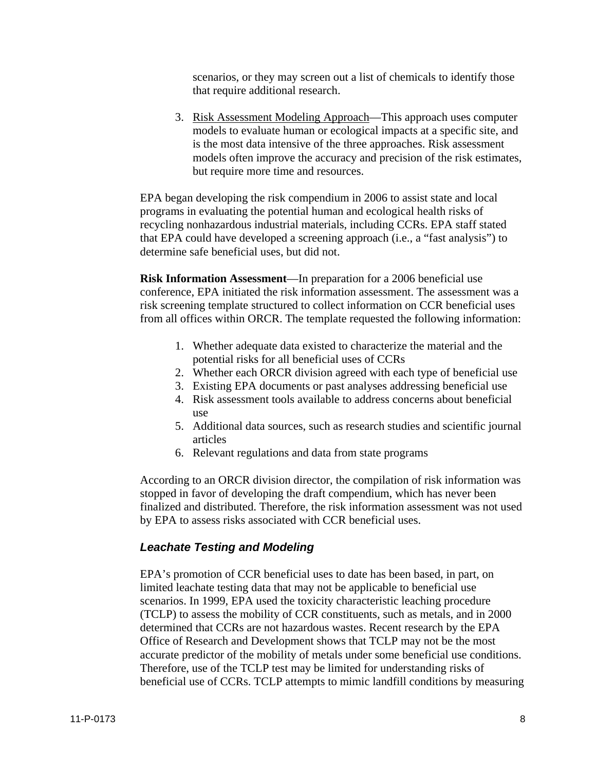scenarios, or they may screen out a list of chemicals to identify those that require additional research.

3. Risk Assessment Modeling Approach—This approach uses computer models to evaluate human or ecological impacts at a specific site, and is the most data intensive of the three approaches. Risk assessment models often improve the accuracy and precision of the risk estimates, but require more time and resources.

EPA began developing the risk compendium in 2006 to assist state and local programs in evaluating the potential human and ecological health risks of recycling nonhazardous industrial materials, including CCRs. EPA staff stated that EPA could have developed a screening approach (i.e., a "fast analysis") to determine safe beneficial uses, but did not.

**Risk Information Assessment**—In preparation for a 2006 beneficial use conference, EPA initiated the risk information assessment. The assessment was a risk screening template structured to collect information on CCR beneficial uses from all offices within ORCR. The template requested the following information:

1. Whether adequate data existed to characterize the material and the potential risks for all beneficial uses of CCRs
2. Whether each ORCR division agreed with each type of beneficial use
3. Existing EPA documents or past analyses addressing beneficial use
4. Risk assessment tools available to address concerns about beneficial use
5. Additional data sources, such as research studies and scientific journal articles
6. Relevant regulations and data from state programs

According to an ORCR division director, the compilation of risk information was stopped in favor of developing the draft compendium, which has never been finalized and distributed. Therefore, the risk information assessment was not used by EPA to assess risks associated with CCR beneficial uses.

### *Leachate Testing and Modeling*

EPA's promotion of CCR beneficial uses to date has been based, in part, on limited leachate testing data that may not be applicable to beneficial use scenarios. In 1999, EPA used the toxicity characteristic leaching procedure (TCLP) to assess the mobility of CCR constituents, such as metals, and in 2000 determined that CCRs are not hazardous wastes. Recent research by the EPA Office of Research and Development shows that TCLP may not be the most accurate predictor of the mobility of metals under some beneficial use conditions. Therefore, use of the TCLP test may be limited for understanding risks of beneficial use of CCRs. TCLP attempts to mimic landfill conditions by measuring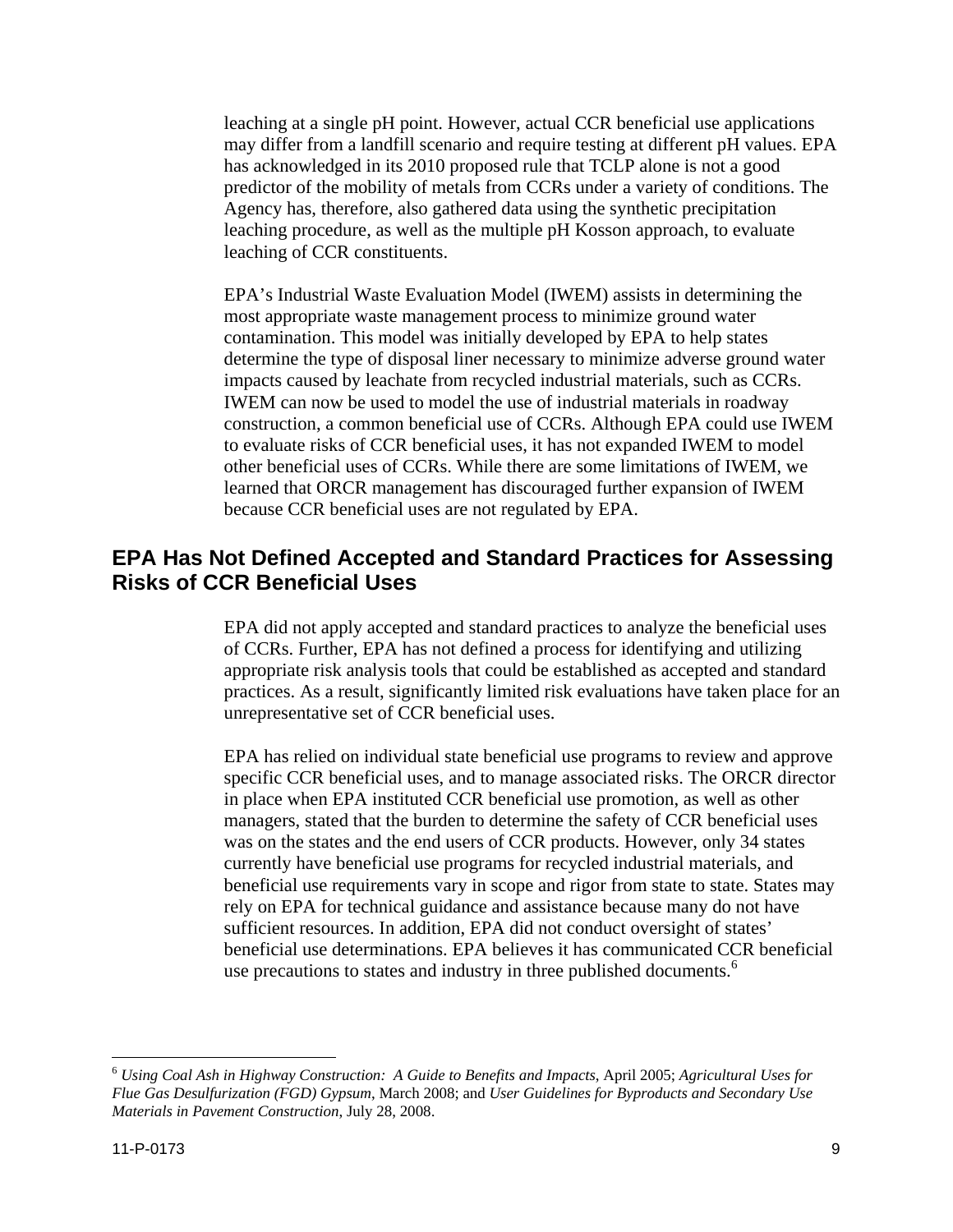leaching at a single pH point. However, actual CCR beneficial use applications may differ from a landfill scenario and require testing at different pH values. EPA has acknowledged in its 2010 proposed rule that TCLP alone is not a good predictor of the mobility of metals from CCRs under a variety of conditions. The Agency has, therefore, also gathered data using the synthetic precipitation leaching procedure, as well as the multiple pH Kosson approach, to evaluate leaching of CCR constituents.

EPA's Industrial Waste Evaluation Model (IWEM) assists in determining the most appropriate waste management process to minimize ground water contamination. This model was initially developed by EPA to help states determine the type of disposal liner necessary to minimize adverse ground water impacts caused by leachate from recycled industrial materials, such as CCRs. IWEM can now be used to model the use of industrial materials in roadway construction, a common beneficial use of CCRs. Although EPA could use IWEM to evaluate risks of CCR beneficial uses, it has not expanded IWEM to model other beneficial uses of CCRs. While there are some limitations of IWEM, we learned that ORCR management has discouraged further expansion of IWEM because CCR beneficial uses are not regulated by EPA.

## EPA Has Not Defined Accepted and Standard Practices for Assessing Risks of CCR Beneficial Uses

EPA did not apply accepted and standard practices to analyze the beneficial uses of CCRs. Further, EPA has not defined a process for identifying and utilizing appropriate risk analysis tools that could be established as accepted and standard practices. As a result, significantly limited risk evaluations have taken place for an unrepresentative set of CCR beneficial uses.

EPA has relied on individual state beneficial use programs to review and approve specific CCR beneficial uses, and to manage associated risks. The ORCR director in place when EPA instituted CCR beneficial use promotion, as well as other managers, stated that the burden to determine the safety of CCR beneficial uses was on the states and the end users of CCR products. However, only 34 states currently have beneficial use programs for recycled industrial materials, and beneficial use requirements vary in scope and rigor from state to state. States may rely on EPA for technical guidance and assistance because many do not have sufficient resources. In addition, EPA did not conduct oversight of states' beneficial use determinations. EPA believes it has communicated CCR beneficial use precautions to states and industry in three published documents.[6]

---

[6] *Using Coal Ash in Highway Construction: A Guide to Benefits and Impacts*, April 2005; *Agricultural Uses for Flue Gas Desulfurization (FGD) Gypsum*, March 2008; and *User Guidelines for Byproducts and Secondary Use Materials in Pavement Construction*, July 28, 2008.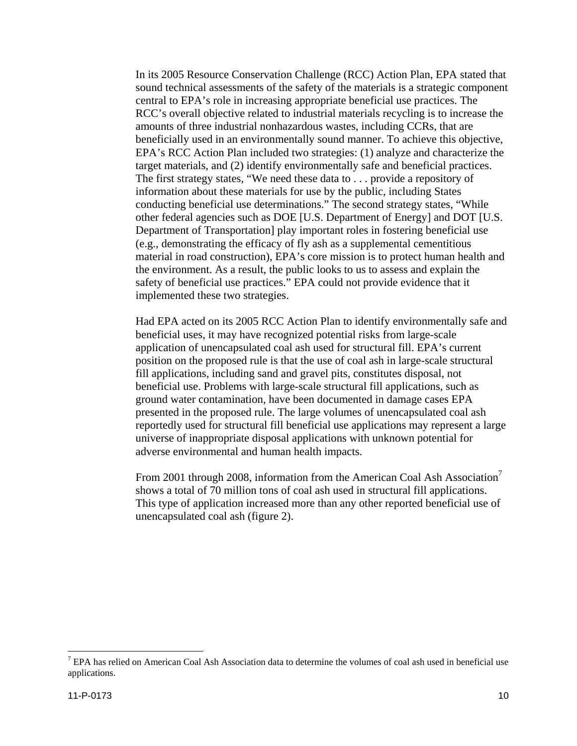In its 2005 Resource Conservation Challenge (RCC) Action Plan, EPA stated that sound technical assessments of the safety of the materials is a strategic component central to EPA's role in increasing appropriate beneficial use practices. The RCC's overall objective related to industrial materials recycling is to increase the amounts of three industrial nonhazardous wastes, including CCRs, that are beneficially used in an environmentally sound manner. To achieve this objective, EPA's RCC Action Plan included two strategies: (1) analyze and characterize the target materials, and (2) identify environmentally safe and beneficial practices. The first strategy states, "We need these data to . . . provide a repository of information about these materials for use by the public, including States conducting beneficial use determinations." The second strategy states, "While other federal agencies such as DOE [U.S. Department of Energy] and DOT [U.S. Department of Transportation] play important roles in fostering beneficial use (e.g., demonstrating the efficacy of fly ash as a supplemental cementitious material in road construction), EPA's core mission is to protect human health and the environment. As a result, the public looks to us to assess and explain the safety of beneficial use practices." EPA could not provide evidence that it implemented these two strategies.

Had EPA acted on its 2005 RCC Action Plan to identify environmentally safe and beneficial uses, it may have recognized potential risks from large-scale application of unencapsulated coal ash used for structural fill. EPA's current position on the proposed rule is that the use of coal ash in large-scale structural fill applications, including sand and gravel pits, constitutes disposal, not beneficial use. Problems with large-scale structural fill applications, such as ground water contamination, have been documented in damage cases EPA presented in the proposed rule. The large volumes of unencapsulated coal ash reportedly used for structural fill beneficial use applications may represent a large universe of inappropriate disposal applications with unknown potential for adverse environmental and human health impacts.

From 2001 through 2008, information from the American Coal Ash Association[7] shows a total of 70 million tons of coal ash used in structural fill applications. This type of application increased more than any other reported beneficial use of unencapsulated coal ash (figure 2).

---

[7] EPA has relied on American Coal Ash Association data to determine the volumes of coal ash used in beneficial use applications.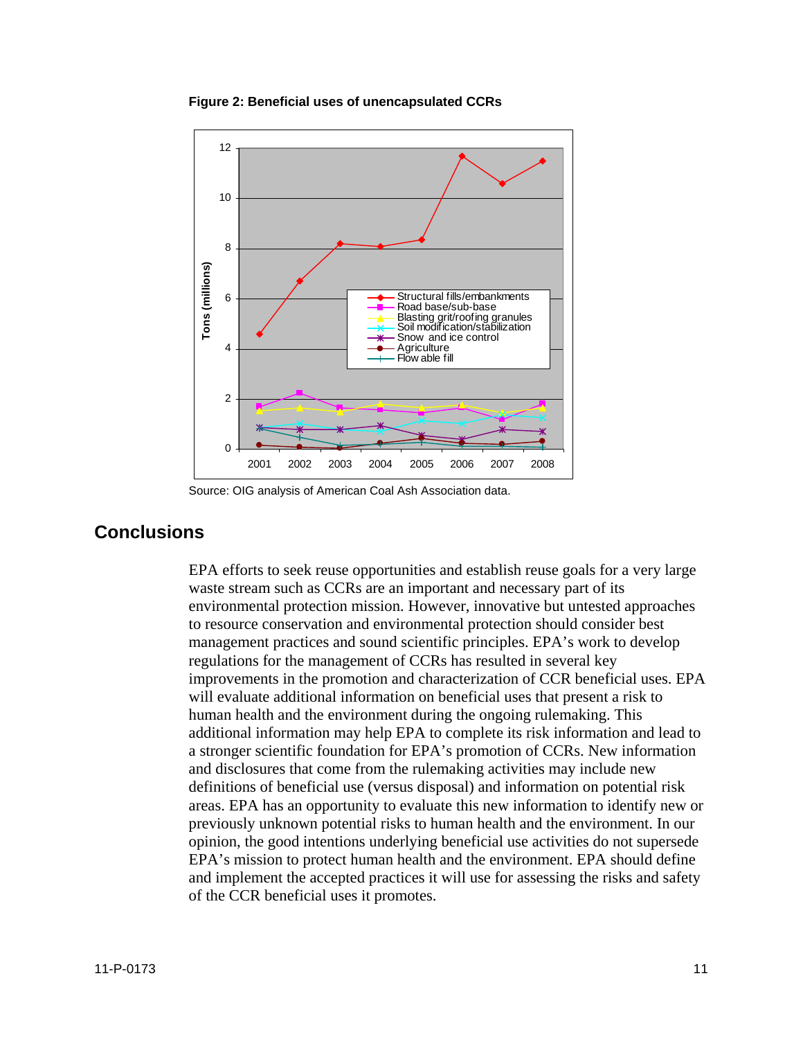**Figure 2: Beneficial uses of unencapsulated CCRs**

Tons (millions)

12
10
8
6
4
2
0

2001 2002 2003 2004 2005 2006 2007 2008

Structural fills/embankments
Road base/sub-base
Blasting grit/roofing granules
Soil modification/stabilization
Snow and ice control
Agriculture
Flow able fill

Source: OIG analysis of American Coal Ash Association data.

## Conclusions

EPA efforts to seek reuse opportunities and establish reuse goals for a very large waste stream such as CCRs are an important and necessary part of its environmental protection mission. However, innovative but untested approaches to resource conservation and environmental protection should consider best management practices and sound scientific principles. EPA's work to develop regulations for the management of CCRs has resulted in several key improvements in the promotion and characterization of CCR beneficial uses. EPA will evaluate additional information on beneficial uses that present a risk to human health and the environment during the ongoing rulemaking. This additional information may help EPA to complete its risk information and lead to a stronger scientific foundation for EPA's promotion of CCRs. New information and disclosures that come from the rulemaking activities may include new definitions of beneficial use (versus disposal) and information on potential risk areas. EPA has an opportunity to evaluate this new information to identify new or previously unknown potential risks to human health and the environment. In our opinion, the good intentions underlying beneficial use activities do not supersede EPA's mission to protect human health and the environment. EPA should define and implement the accepted practices it will use for assessing the risks and safety of the CCR beneficial uses it promotes.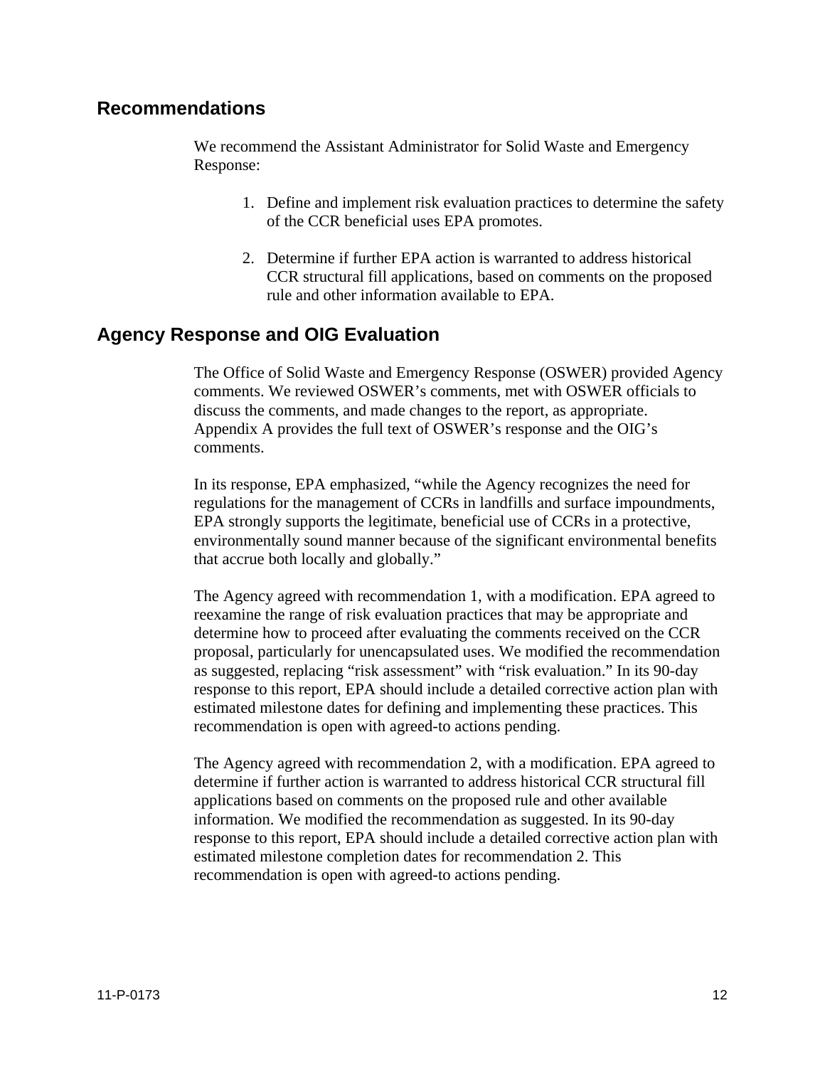## Recommendations

We recommend the Assistant Administrator for Solid Waste and Emergency Response:

1. Define and implement risk evaluation practices to determine the safety of the CCR beneficial uses EPA promotes.

2. Determine if further EPA action is warranted to address historical CCR structural fill applications, based on comments on the proposed rule and other information available to EPA.

## Agency Response and OIG Evaluation

The Office of Solid Waste and Emergency Response (OSWER) provided Agency comments. We reviewed OSWER's comments, met with OSWER officials to discuss the comments, and made changes to the report, as appropriate. Appendix A provides the full text of OSWER's response and the OIG's comments.

In its response, EPA emphasized, "while the Agency recognizes the need for regulations for the management of CCRs in landfills and surface impoundments, EPA strongly supports the legitimate, beneficial use of CCRs in a protective, environmentally sound manner because of the significant environmental benefits that accrue both locally and globally."

The Agency agreed with recommendation 1, with a modification. EPA agreed to reexamine the range of risk evaluation practices that may be appropriate and determine how to proceed after evaluating the comments received on the CCR proposal, particularly for unencapsulated uses. We modified the recommendation as suggested, replacing "risk assessment" with "risk evaluation." In its 90-day response to this report, EPA should include a detailed corrective action plan with estimated milestone dates for defining and implementing these practices. This recommendation is open with agreed-to actions pending.

The Agency agreed with recommendation 2, with a modification. EPA agreed to determine if further action is warranted to address historical CCR structural fill applications based on comments on the proposed rule and other available information. We modified the recommendation as suggested. In its 90-day response to this report, EPA should include a detailed corrective action plan with estimated milestone completion dates for recommendation 2. This recommendation is open with agreed-to actions pending.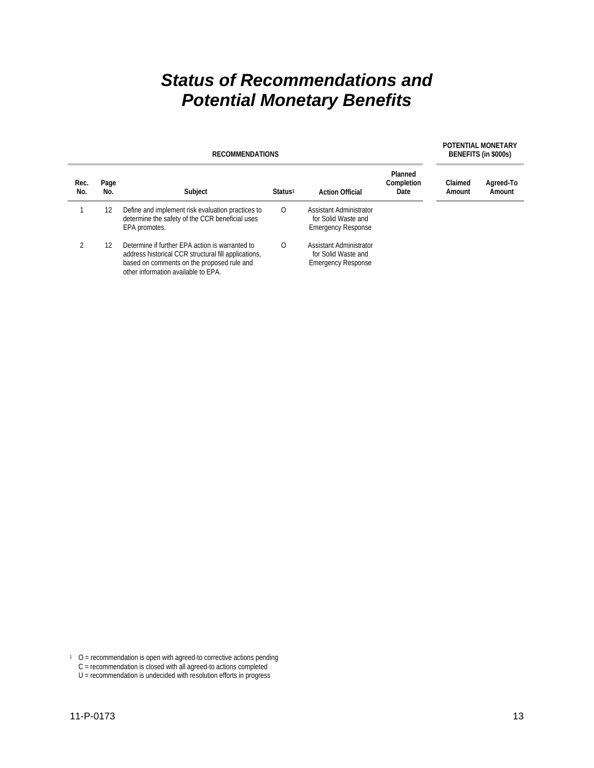# *Status of Recommendations and Potential Monetary Benefits*

| RECOMMENDATIONS | | | | | | POTENTIAL MONETARY BENEFITS (in $000s) | |
|---|---|---|---|---|---|---|---|
| Rec. No. | Page No. | Subject | Status[1] | Action Official | Planned Completion Date | Claimed Amount | Agreed-To Amount |
| 1 | 12 | Define and implement risk evaluation practices to determine the safety of the CCR beneficial uses EPA promotes. | O | Assistant Administrator for Solid Waste and Emergency Response | | | |
| 2 | 12 | Determine if further EPA action is warranted to address historical CCR structural fill applications, based on comments on the proposed rule and other information available to EPA. | O | Assistant Administrator for Solid Waste and Emergency Response | | | |

[1] O = recommendation is open with agreed-to corrective actions pending
C = recommendation is closed with all agreed-to actions completed
U = recommendation is undecided with resolution efforts in progress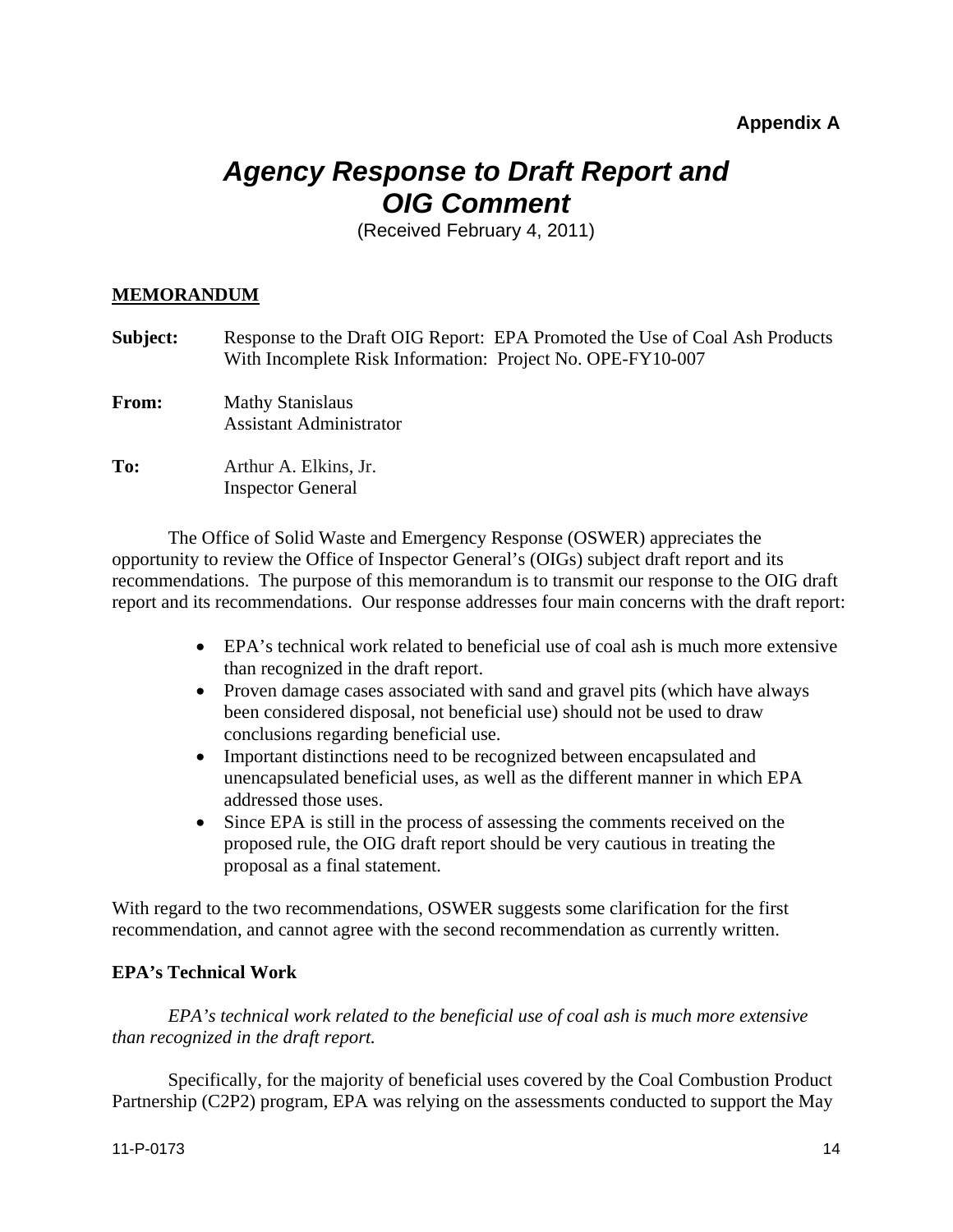**Appendix A**

# *Agency Response to Draft Report and OIG Comment*

(Received February 4, 2011)

**MEMORANDUM**

**Subject:** Response to the Draft OIG Report: EPA Promoted the Use of Coal Ash Products With Incomplete Risk Information: Project No. OPE-FY10-007

**From:** Mathy Stanislaus
Assistant Administrator

**To:** Arthur A. Elkins, Jr.
Inspector General

The Office of Solid Waste and Emergency Response (OSWER) appreciates the opportunity to review the Office of Inspector General's (OIGs) subject draft report and its recommendations. The purpose of this memorandum is to transmit our response to the OIG draft report and its recommendations. Our response addresses four main concerns with the draft report:

- EPA's technical work related to beneficial use of coal ash is much more extensive than recognized in the draft report.
- Proven damage cases associated with sand and gravel pits (which have always been considered disposal, not beneficial use) should not be used to draw conclusions regarding beneficial use.
- Important distinctions need to be recognized between encapsulated and unencapsulated beneficial uses, as well as the different manner in which EPA addressed those uses.
- Since EPA is still in the process of assessing the comments received on the proposed rule, the OIG draft report should be very cautious in treating the proposal as a final statement.

With regard to the two recommendations, OSWER suggests some clarification for the first recommendation, and cannot agree with the second recommendation as currently written.

**EPA's Technical Work**

*EPA's technical work related to the beneficial use of coal ash is much more extensive than recognized in the draft report.*

Specifically, for the majority of beneficial uses covered by the Coal Combustion Product Partnership (C2P2) program, EPA was relying on the assessments conducted to support the May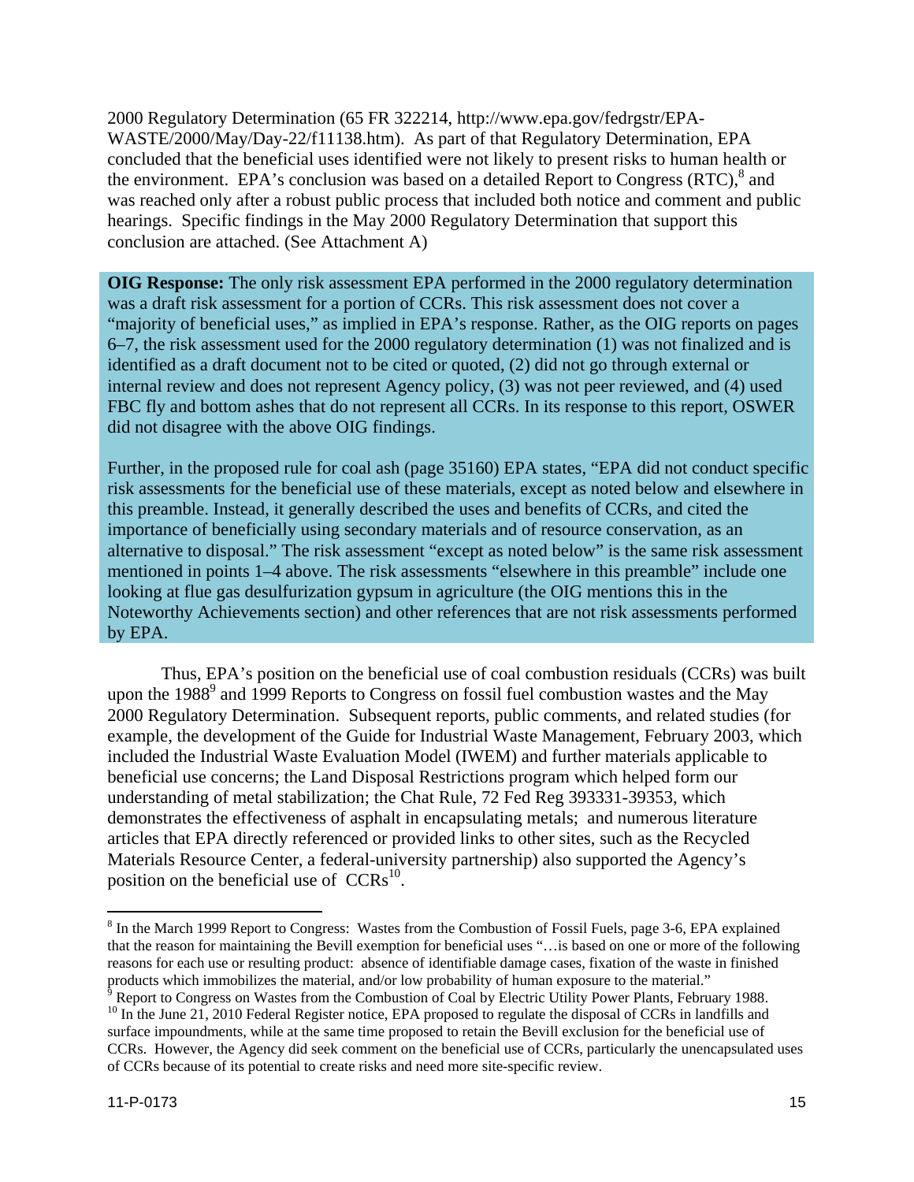2000 Regulatory Determination (65 FR 322214, http://www.epa.gov/fedrgstr/EPA-WASTE/2000/May/Day-22/f11138.htm). As part of that Regulatory Determination, EPA concluded that the beneficial uses identified were not likely to present risks to human health or the environment. EPA's conclusion was based on a detailed Report to Congress (RTC),[8] and was reached only after a robust public process that included both notice and comment and public hearings. Specific findings in the May 2000 Regulatory Determination that support this conclusion are attached. (See Attachment A)

**OIG Response:** The only risk assessment EPA performed in the 2000 regulatory determination was a draft risk assessment for a portion of CCRs. This risk assessment does not cover a "majority of beneficial uses," as implied in EPA's response. Rather, as the OIG reports on pages 6–7, the risk assessment used for the 2000 regulatory determination (1) was not finalized and is identified as a draft document not to be cited or quoted, (2) did not go through external or internal review and does not represent Agency policy, (3) was not peer reviewed, and (4) used FBC fly and bottom ashes that do not represent all CCRs. In its response to this report, OSWER did not disagree with the above OIG findings.

Further, in the proposed rule for coal ash (page 35160) EPA states, "EPA did not conduct specific risk assessments for the beneficial use of these materials, except as noted below and elsewhere in this preamble. Instead, it generally described the uses and benefits of CCRs, and cited the importance of beneficially using secondary materials and of resource conservation, as an alternative to disposal." The risk assessment "except as noted below" is the same risk assessment mentioned in points 1–4 above. The risk assessments "elsewhere in this preamble" include one looking at flue gas desulfurization gypsum in agriculture (the OIG mentions this in the Noteworthy Achievements section) and other references that are not risk assessments performed by EPA.

Thus, EPA's position on the beneficial use of coal combustion residuals (CCRs) was built upon the 1988[9] and 1999 Reports to Congress on fossil fuel combustion wastes and the May 2000 Regulatory Determination. Subsequent reports, public comments, and related studies (for example, the development of the Guide for Industrial Waste Management, February 2003, which included the Industrial Waste Evaluation Model (IWEM) and further materials applicable to beneficial use concerns; the Land Disposal Restrictions program which helped form our understanding of metal stabilization; the Chat Rule, 72 Fed Reg 393331-39353, which demonstrates the effectiveness of asphalt in encapsulating metals; and numerous literature articles that EPA directly referenced or provided links to other sites, such as the Recycled Materials Resource Center, a federal-university partnership) also supported the Agency's position on the beneficial use of CCRs[10].

[8] In the March 1999 Report to Congress: Wastes from the Combustion of Fossil Fuels, page 3-6, EPA explained that the reason for maintaining the Bevill exemption for beneficial uses "…is based on one or more of the following reasons for each use or resulting product: absence of identifiable damage cases, fixation of the waste in finished products which immobilizes the material, and/or low probability of human exposure to the material."

[9] Report to Congress on Wastes from the Combustion of Coal by Electric Utility Power Plants, February 1988.

[10] In the June 21, 2010 Federal Register notice, EPA proposed to regulate the disposal of CCRs in landfills and surface impoundments, while at the same time proposed to retain the Bevill exclusion for the beneficial use of CCRs. However, the Agency did seek comment on the beneficial use of CCRs, particularly the unencapsulated uses of CCRs because of its potential to create risks and need more site-specific review.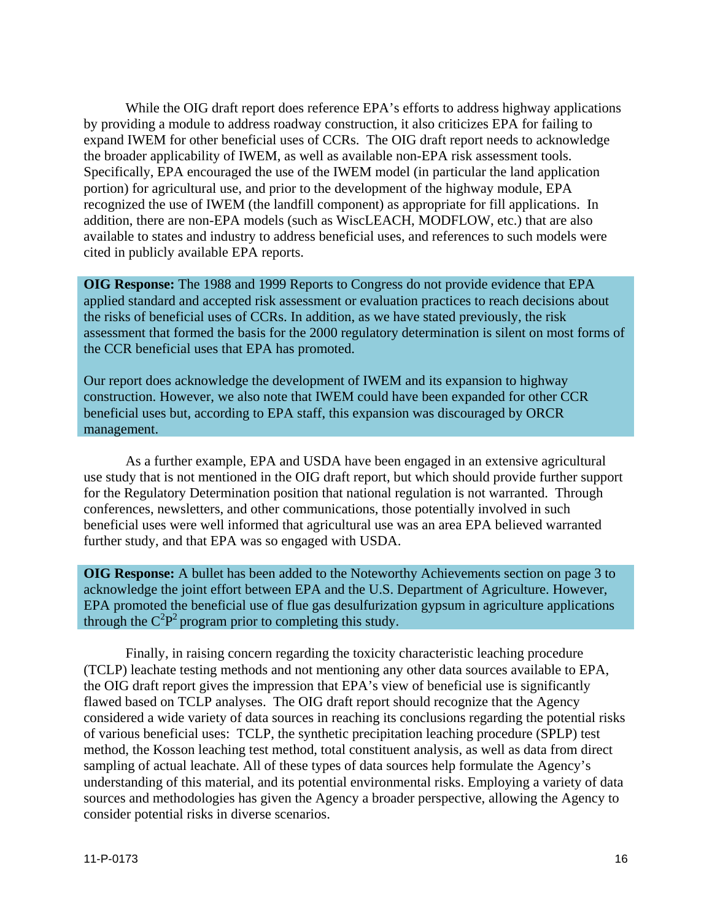While the OIG draft report does reference EPA's efforts to address highway applications by providing a module to address roadway construction, it also criticizes EPA for failing to expand IWEM for other beneficial uses of CCRs. The OIG draft report needs to acknowledge the broader applicability of IWEM, as well as available non-EPA risk assessment tools. Specifically, EPA encouraged the use of the IWEM model (in particular the land application portion) for agricultural use, and prior to the development of the highway module, EPA recognized the use of IWEM (the landfill component) as appropriate for fill applications. In addition, there are non-EPA models (such as WiscLEACH, MODFLOW, etc.) that are also available to states and industry to address beneficial uses, and references to such models were cited in publicly available EPA reports.

**OIG Response:** The 1988 and 1999 Reports to Congress do not provide evidence that EPA applied standard and accepted risk assessment or evaluation practices to reach decisions about the risks of beneficial uses of CCRs. In addition, as we have stated previously, the risk assessment that formed the basis for the 2000 regulatory determination is silent on most forms of the CCR beneficial uses that EPA has promoted.

Our report does acknowledge the development of IWEM and its expansion to highway construction. However, we also note that IWEM could have been expanded for other CCR beneficial uses but, according to EPA staff, this expansion was discouraged by ORCR management.

As a further example, EPA and USDA have been engaged in an extensive agricultural use study that is not mentioned in the OIG draft report, but which should provide further support for the Regulatory Determination position that national regulation is not warranted. Through conferences, newsletters, and other communications, those potentially involved in such beneficial uses were well informed that agricultural use was an area EPA believed warranted further study, and that EPA was so engaged with USDA.

**OIG Response:** A bullet has been added to the Noteworthy Achievements section on page 3 to acknowledge the joint effort between EPA and the U.S. Department of Agriculture. However, EPA promoted the beneficial use of flue gas desulfurization gypsum in agriculture applications through the $C^2P^2$ program prior to completing this study.

Finally, in raising concern regarding the toxicity characteristic leaching procedure (TCLP) leachate testing methods and not mentioning any other data sources available to EPA, the OIG draft report gives the impression that EPA's view of beneficial use is significantly flawed based on TCLP analyses. The OIG draft report should recognize that the Agency considered a wide variety of data sources in reaching its conclusions regarding the potential risks of various beneficial uses: TCLP, the synthetic precipitation leaching procedure (SPLP) test method, the Kosson leaching test method, total constituent analysis, as well as data from direct sampling of actual leachate. All of these types of data sources help formulate the Agency's understanding of this material, and its potential environmental risks. Employing a variety of data sources and methodologies has given the Agency a broader perspective, allowing the Agency to consider potential risks in diverse scenarios.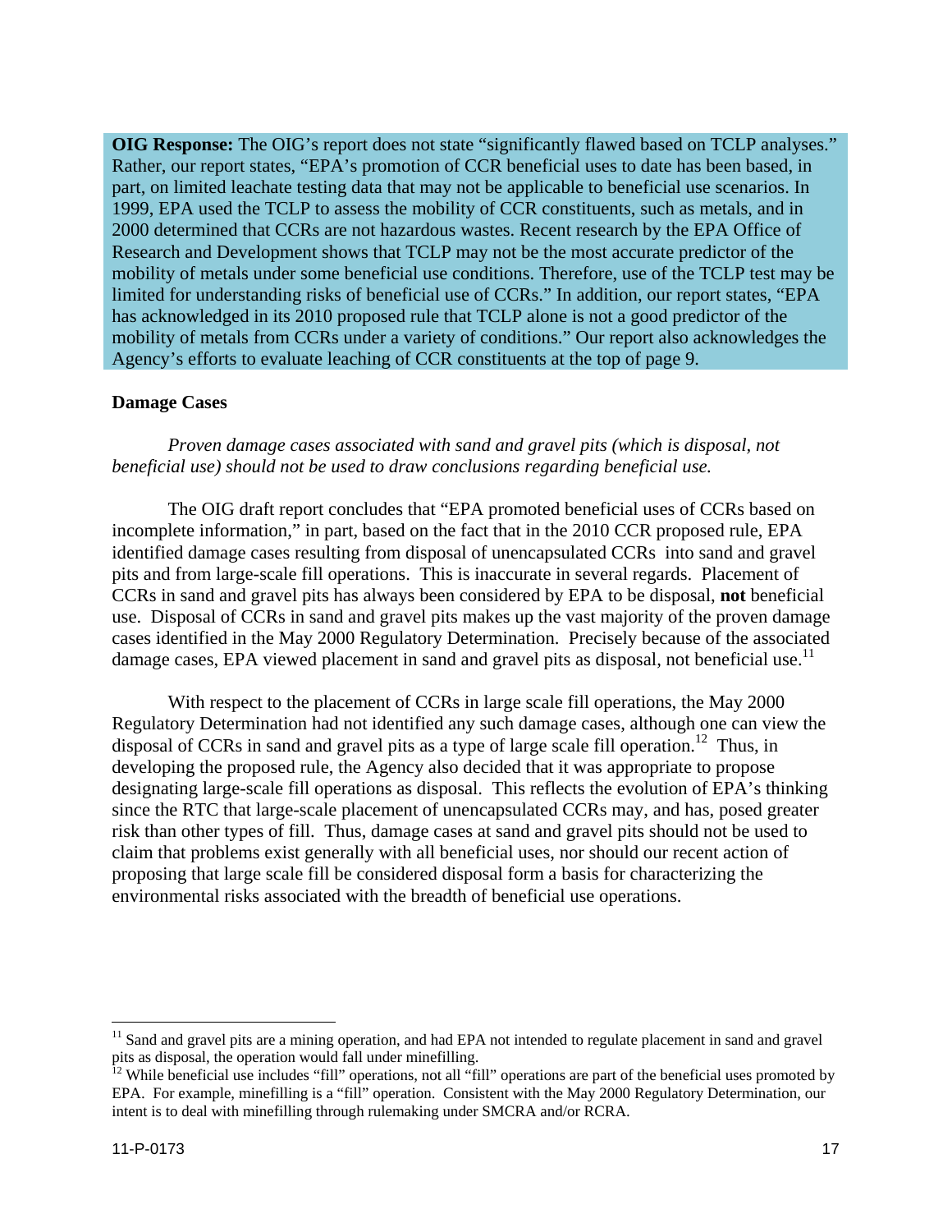**OIG Response:** The OIG's report does not state "significantly flawed based on TCLP analyses." Rather, our report states, "EPA's promotion of CCR beneficial uses to date has been based, in part, on limited leachate testing data that may not be applicable to beneficial use scenarios. In 1999, EPA used the TCLP to assess the mobility of CCR constituents, such as metals, and in 2000 determined that CCRs are not hazardous wastes. Recent research by the EPA Office of Research and Development shows that TCLP may not be the most accurate predictor of the mobility of metals under some beneficial use conditions. Therefore, use of the TCLP test may be limited for understanding risks of beneficial use of CCRs." In addition, our report states, "EPA has acknowledged in its 2010 proposed rule that TCLP alone is not a good predictor of the mobility of metals from CCRs under a variety of conditions." Our report also acknowledges the Agency's efforts to evaluate leaching of CCR constituents at the top of page 9.

**Damage Cases**

*Proven damage cases associated with sand and gravel pits (which is disposal, not beneficial use) should not be used to draw conclusions regarding beneficial use.*

The OIG draft report concludes that "EPA promoted beneficial uses of CCRs based on incomplete information," in part, based on the fact that in the 2010 CCR proposed rule, EPA identified damage cases resulting from disposal of unencapsulated CCRs into sand and gravel pits and from large-scale fill operations. This is inaccurate in several regards. Placement of CCRs in sand and gravel pits has always been considered by EPA to be disposal, **not** beneficial use. Disposal of CCRs in sand and gravel pits makes up the vast majority of the proven damage cases identified in the May 2000 Regulatory Determination. Precisely because of the associated damage cases, EPA viewed placement in sand and gravel pits as disposal, not beneficial use.[11]

With respect to the placement of CCRs in large scale fill operations, the May 2000 Regulatory Determination had not identified any such damage cases, although one can view the disposal of CCRs in sand and gravel pits as a type of large scale fill operation.[12] Thus, in developing the proposed rule, the Agency also decided that it was appropriate to propose designating large-scale fill operations as disposal. This reflects the evolution of EPA's thinking since the RTC that large-scale placement of unencapsulated CCRs may, and has, posed greater risk than other types of fill. Thus, damage cases at sand and gravel pits should not be used to claim that problems exist generally with all beneficial uses, nor should our recent action of proposing that large scale fill be considered disposal form a basis for characterizing the environmental risks associated with the breadth of beneficial use operations.

---

[11] Sand and gravel pits are a mining operation, and had EPA not intended to regulate placement in sand and gravel pits as disposal, the operation would fall under minefilling.

[12] While beneficial use includes "fill" operations, not all "fill" operations are part of the beneficial uses promoted by EPA. For example, minefilling is a "fill" operation. Consistent with the May 2000 Regulatory Determination, our intent is to deal with minefilling through rulemaking under SMCRA and/or RCRA.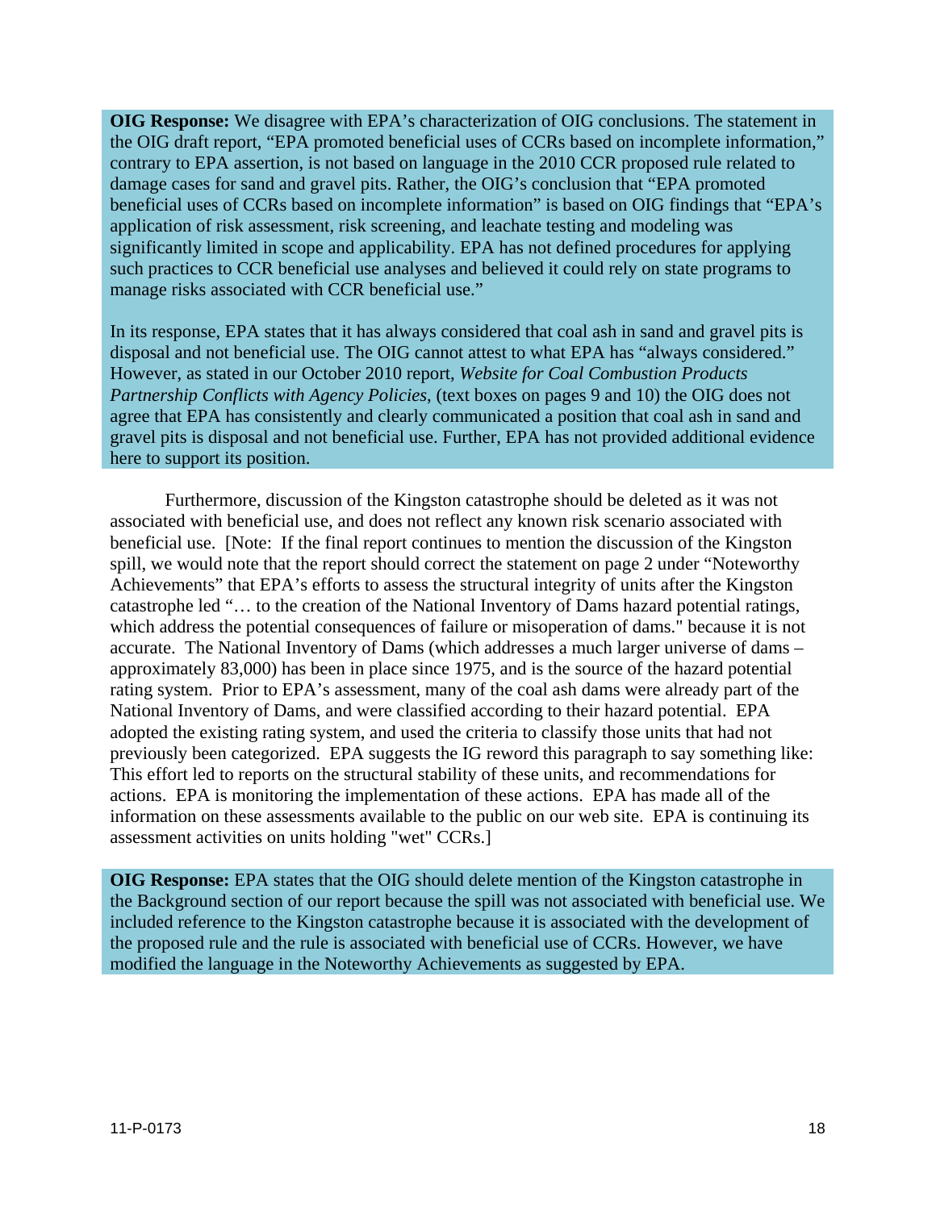**OIG Response:** We disagree with EPA's characterization of OIG conclusions. The statement in the OIG draft report, "EPA promoted beneficial uses of CCRs based on incomplete information," contrary to EPA assertion, is not based on language in the 2010 CCR proposed rule related to damage cases for sand and gravel pits. Rather, the OIG's conclusion that "EPA promoted beneficial uses of CCRs based on incomplete information" is based on OIG findings that "EPA's application of risk assessment, risk screening, and leachate testing and modeling was significantly limited in scope and applicability. EPA has not defined procedures for applying such practices to CCR beneficial use analyses and believed it could rely on state programs to manage risks associated with CCR beneficial use."

In its response, EPA states that it has always considered that coal ash in sand and gravel pits is disposal and not beneficial use. The OIG cannot attest to what EPA has "always considered." However, as stated in our October 2010 report, *Website for Coal Combustion Products Partnership Conflicts with Agency Policies*, (text boxes on pages 9 and 10) the OIG does not agree that EPA has consistently and clearly communicated a position that coal ash in sand and gravel pits is disposal and not beneficial use. Further, EPA has not provided additional evidence here to support its position.

Furthermore, discussion of the Kingston catastrophe should be deleted as it was not associated with beneficial use, and does not reflect any known risk scenario associated with beneficial use. [Note: If the final report continues to mention the discussion of the Kingston spill, we would note that the report should correct the statement on page 2 under "Noteworthy Achievements" that EPA's efforts to assess the structural integrity of units after the Kingston catastrophe led "… to the creation of the National Inventory of Dams hazard potential ratings, which address the potential consequences of failure or misoperation of dams." because it is not accurate. The National Inventory of Dams (which addresses a much larger universe of dams – approximately 83,000) has been in place since 1975, and is the source of the hazard potential rating system. Prior to EPA's assessment, many of the coal ash dams were already part of the National Inventory of Dams, and were classified according to their hazard potential. EPA adopted the existing rating system, and used the criteria to classify those units that had not previously been categorized. EPA suggests the IG reword this paragraph to say something like: This effort led to reports on the structural stability of these units, and recommendations for actions. EPA is monitoring the implementation of these actions. EPA has made all of the information on these assessments available to the public on our web site. EPA is continuing its assessment activities on units holding "wet" CCRs.]

**OIG Response:** EPA states that the OIG should delete mention of the Kingston catastrophe in the Background section of our report because the spill was not associated with beneficial use. We included reference to the Kingston catastrophe because it is associated with the development of the proposed rule and the rule is associated with beneficial use of CCRs. However, we have modified the language in the Noteworthy Achievements as suggested by EPA.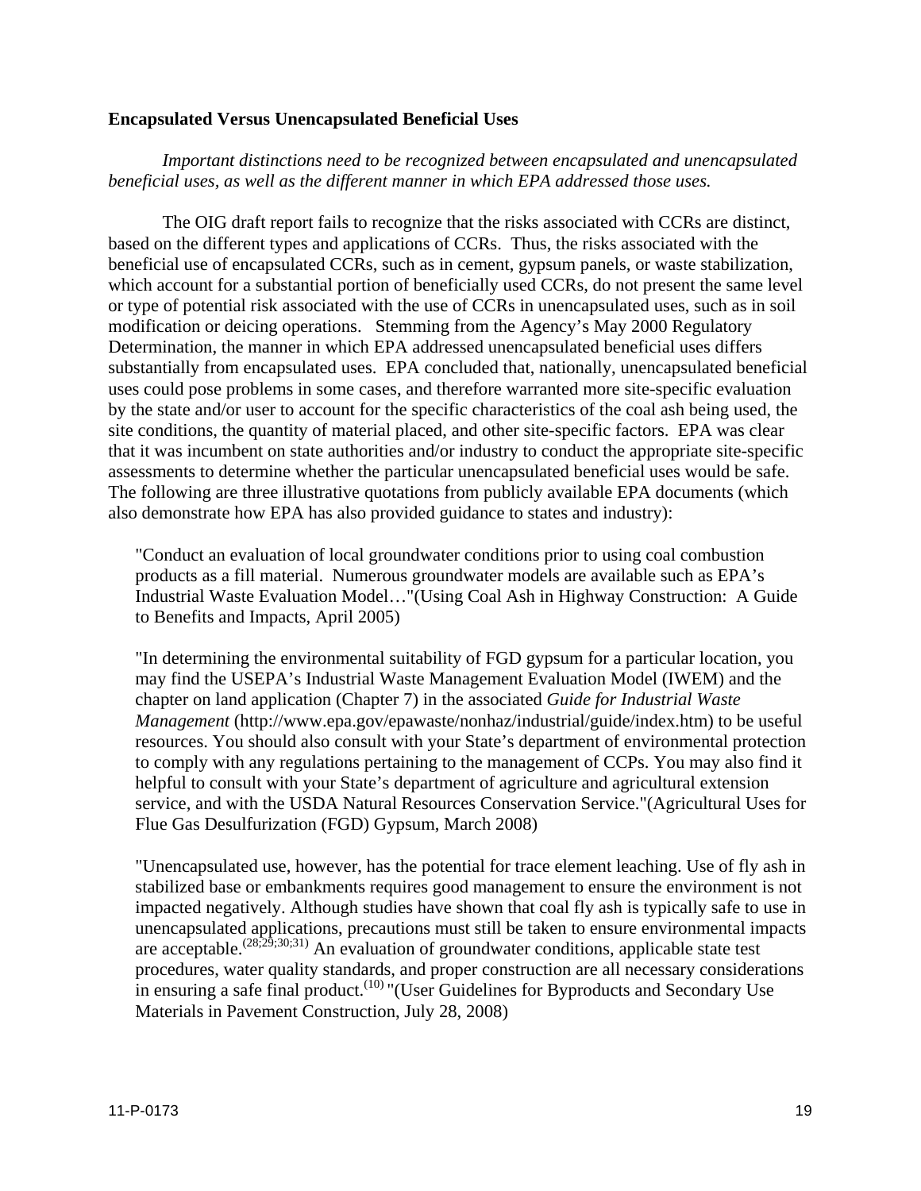**Encapsulated Versus Unencapsulated Beneficial Uses**

*Important distinctions need to be recognized between encapsulated and unencapsulated beneficial uses, as well as the different manner in which EPA addressed those uses.*

The OIG draft report fails to recognize that the risks associated with CCRs are distinct, based on the different types and applications of CCRs. Thus, the risks associated with the beneficial use of encapsulated CCRs, such as in cement, gypsum panels, or waste stabilization, which account for a substantial portion of beneficially used CCRs, do not present the same level or type of potential risk associated with the use of CCRs in unencapsulated uses, such as in soil modification or deicing operations. Stemming from the Agency's May 2000 Regulatory Determination, the manner in which EPA addressed unencapsulated beneficial uses differs substantially from encapsulated uses. EPA concluded that, nationally, unencapsulated beneficial uses could pose problems in some cases, and therefore warranted more site-specific evaluation by the state and/or user to account for the specific characteristics of the coal ash being used, the site conditions, the quantity of material placed, and other site-specific factors. EPA was clear that it was incumbent on state authorities and/or industry to conduct the appropriate site-specific assessments to determine whether the particular unencapsulated beneficial uses would be safe. The following are three illustrative quotations from publicly available EPA documents (which also demonstrate how EPA has also provided guidance to states and industry):

> "Conduct an evaluation of local groundwater conditions prior to using coal combustion products as a fill material. Numerous groundwater models are available such as EPA's Industrial Waste Evaluation Model…"(Using Coal Ash in Highway Construction: A Guide to Benefits and Impacts, April 2005)

> "In determining the environmental suitability of FGD gypsum for a particular location, you may find the USEPA's Industrial Waste Management Evaluation Model (IWEM) and the chapter on land application (Chapter 7) in the associated *Guide for Industrial Waste Management* (http://www.epa.gov/epawaste/nonhaz/industrial/guide/index.htm) to be useful resources. You should also consult with your State's department of environmental protection to comply with any regulations pertaining to the management of CCPs. You may also find it helpful to consult with your State's department of agriculture and agricultural extension service, and with the USDA Natural Resources Conservation Service."(Agricultural Uses for Flue Gas Desulfurization (FGD) Gypsum, March 2008)

> "Unencapsulated use, however, has the potential for trace element leaching. Use of fly ash in stabilized base or embankments requires good management to ensure the environment is not impacted negatively. Although studies have shown that coal fly ash is typically safe to use in unencapsulated applications, precautions must still be taken to ensure environmental impacts are acceptable.(28;29;30;31) An evaluation of groundwater conditions, applicable state test procedures, water quality standards, and proper construction are all necessary considerations in ensuring a safe final product.(10) "(User Guidelines for Byproducts and Secondary Use Materials in Pavement Construction, July 28, 2008)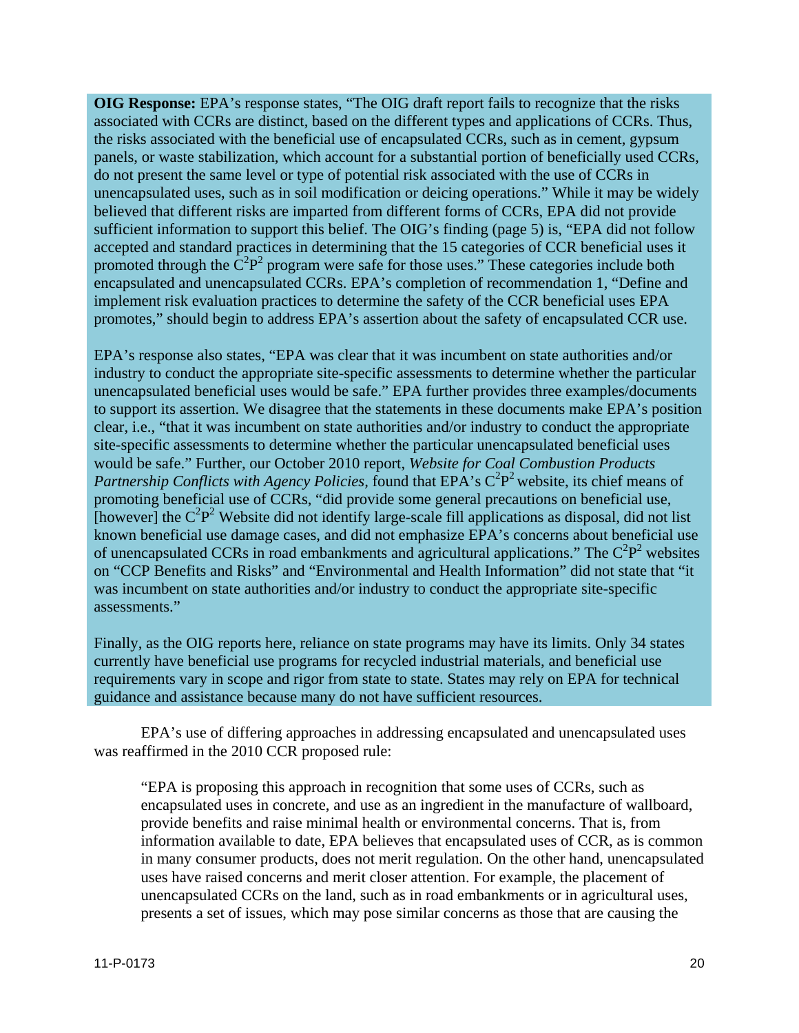**OIG Response:** EPA's response states, "The OIG draft report fails to recognize that the risks associated with CCRs are distinct, based on the different types and applications of CCRs. Thus, the risks associated with the beneficial use of encapsulated CCRs, such as in cement, gypsum panels, or waste stabilization, which account for a substantial portion of beneficially used CCRs, do not present the same level or type of potential risk associated with the use of CCRs in unencapsulated uses, such as in soil modification or deicing operations." While it may be widely believed that different risks are imparted from different forms of CCRs, EPA did not provide sufficient information to support this belief. The OIG's finding (page 5) is, "EPA did not follow accepted and standard practices in determining that the 15 categories of CCR beneficial uses it promoted through the $C^2P^2$ program were safe for those uses." These categories include both encapsulated and unencapsulated CCRs. EPA's completion of recommendation 1, "Define and implement risk evaluation practices to determine the safety of the CCR beneficial uses EPA promotes," should begin to address EPA's assertion about the safety of encapsulated CCR use.

EPA's response also states, "EPA was clear that it was incumbent on state authorities and/or industry to conduct the appropriate site-specific assessments to determine whether the particular unencapsulated beneficial uses would be safe." EPA further provides three examples/documents to support its assertion. We disagree that the statements in these documents make EPA's position clear, i.e., "that it was incumbent on state authorities and/or industry to conduct the appropriate site-specific assessments to determine whether the particular unencapsulated beneficial uses would be safe." Further, our October 2010 report, *Website for Coal Combustion Products Partnership Conflicts with Agency Policies*, found that EPA's $C^2P^2$ website, its chief means of promoting beneficial use of CCRs, "did provide some general precautions on beneficial use, [however] the $C^2P^2$ Website did not identify large-scale fill applications as disposal, did not list known beneficial use damage cases, and did not emphasize EPA's concerns about beneficial use of unencapsulated CCRs in road embankments and agricultural applications." The $C^2P^2$ websites on "CCP Benefits and Risks" and "Environmental and Health Information" did not state that "it was incumbent on state authorities and/or industry to conduct the appropriate site-specific assessments."

Finally, as the OIG reports here, reliance on state programs may have its limits. Only 34 states currently have beneficial use programs for recycled industrial materials, and beneficial use requirements vary in scope and rigor from state to state. States may rely on EPA for technical guidance and assistance because many do not have sufficient resources.

EPA's use of differing approaches in addressing encapsulated and unencapsulated uses was reaffirmed in the 2010 CCR proposed rule:

> "EPA is proposing this approach in recognition that some uses of CCRs, such as encapsulated uses in concrete, and use as an ingredient in the manufacture of wallboard, provide benefits and raise minimal health or environmental concerns. That is, from information available to date, EPA believes that encapsulated uses of CCR, as is common in many consumer products, does not merit regulation. On the other hand, unencapsulated uses have raised concerns and merit closer attention. For example, the placement of unencapsulated CCRs on the land, such as in road embankments or in agricultural uses, presents a set of issues, which may pose similar concerns as those that are causing the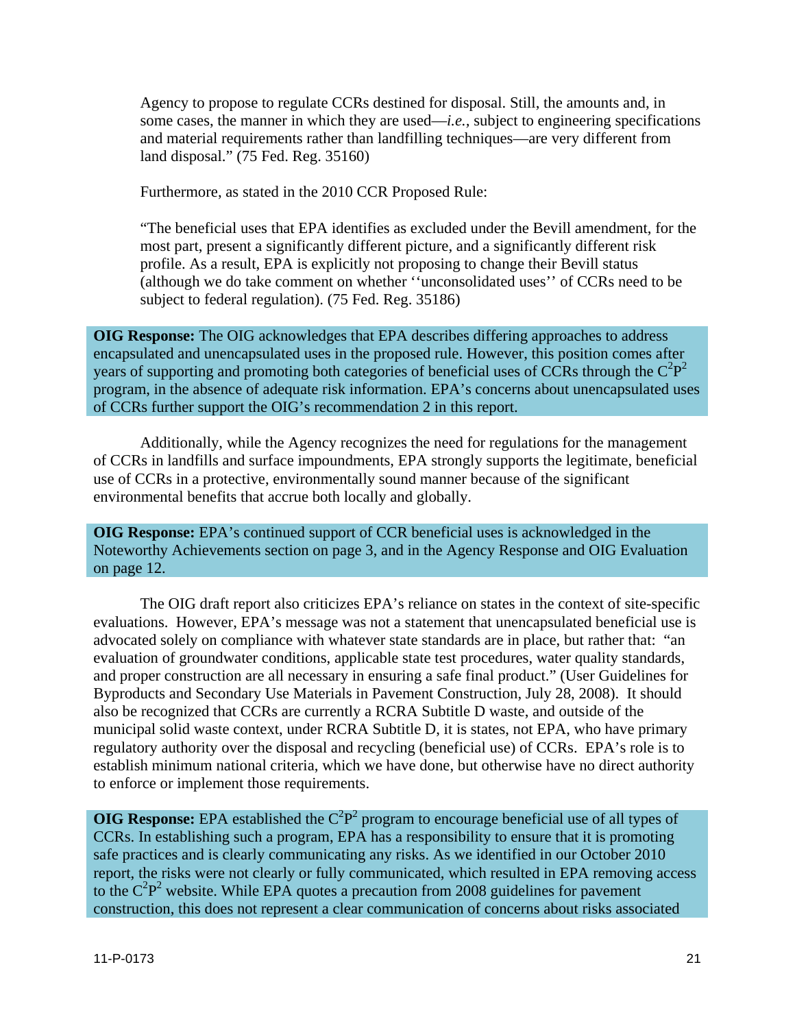Agency to propose to regulate CCRs destined for disposal. Still, the amounts and, in some cases, the manner in which they are used—*i.e.*, subject to engineering specifications and material requirements rather than landfilling techniques—are very different from land disposal." (75 Fed. Reg. 35160)

Furthermore, as stated in the 2010 CCR Proposed Rule:

"The beneficial uses that EPA identifies as excluded under the Bevill amendment, for the most part, present a significantly different picture, and a significantly different risk profile. As a result, EPA is explicitly not proposing to change their Bevill status (although we do take comment on whether ''unconsolidated uses'' of CCRs need to be subject to federal regulation). (75 Fed. Reg. 35186)

**OIG Response:** The OIG acknowledges that EPA describes differing approaches to address encapsulated and unencapsulated uses in the proposed rule. However, this position comes after years of supporting and promoting both categories of beneficial uses of CCRs through the $C^2P^2$ program, in the absence of adequate risk information. EPA's concerns about unencapsulated uses of CCRs further support the OIG's recommendation 2 in this report.

Additionally, while the Agency recognizes the need for regulations for the management of CCRs in landfills and surface impoundments, EPA strongly supports the legitimate, beneficial use of CCRs in a protective, environmentally sound manner because of the significant environmental benefits that accrue both locally and globally.

**OIG Response:** EPA's continued support of CCR beneficial uses is acknowledged in the Noteworthy Achievements section on page 3, and in the Agency Response and OIG Evaluation on page 12.

The OIG draft report also criticizes EPA's reliance on states in the context of site-specific evaluations. However, EPA's message was not a statement that unencapsulated beneficial use is advocated solely on compliance with whatever state standards are in place, but rather that: "an evaluation of groundwater conditions, applicable state test procedures, water quality standards, and proper construction are all necessary in ensuring a safe final product." (User Guidelines for Byproducts and Secondary Use Materials in Pavement Construction, July 28, 2008). It should also be recognized that CCRs are currently a RCRA Subtitle D waste, and outside of the municipal solid waste context, under RCRA Subtitle D, it is states, not EPA, who have primary regulatory authority over the disposal and recycling (beneficial use) of CCRs. EPA's role is to establish minimum national criteria, which we have done, but otherwise have no direct authority to enforce or implement those requirements.

**OIG Response:** EPA established the $C^2P^2$ program to encourage beneficial use of all types of CCRs. In establishing such a program, EPA has a responsibility to ensure that it is promoting safe practices and is clearly communicating any risks. As we identified in our October 2010 report, the risks were not clearly or fully communicated, which resulted in EPA removing access to the $C^2P^2$ website. While EPA quotes a precaution from 2008 guidelines for pavement construction, this does not represent a clear communication of concerns about risks associated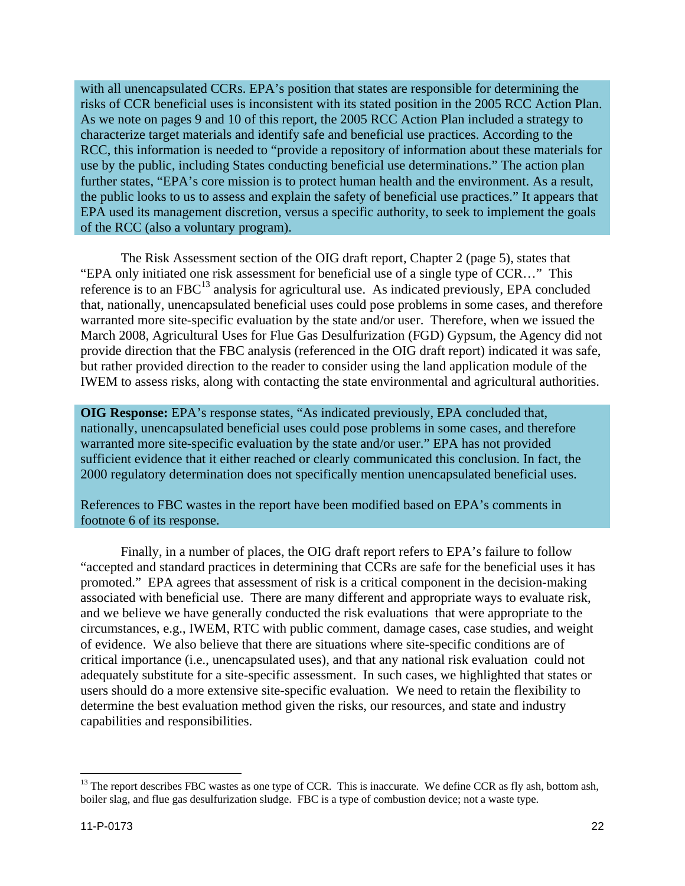with all unencapsulated CCRs. EPA's position that states are responsible for determining the risks of CCR beneficial uses is inconsistent with its stated position in the 2005 RCC Action Plan. As we note on pages 9 and 10 of this report, the 2005 RCC Action Plan included a strategy to characterize target materials and identify safe and beneficial use practices. According to the RCC, this information is needed to "provide a repository of information about these materials for use by the public, including States conducting beneficial use determinations." The action plan further states, "EPA's core mission is to protect human health and the environment. As a result, the public looks to us to assess and explain the safety of beneficial use practices." It appears that EPA used its management discretion, versus a specific authority, to seek to implement the goals of the RCC (also a voluntary program).

The Risk Assessment section of the OIG draft report, Chapter 2 (page 5), states that "EPA only initiated one risk assessment for beneficial use of a single type of CCR…" This reference is to an FBC[13] analysis for agricultural use. As indicated previously, EPA concluded that, nationally, unencapsulated beneficial uses could pose problems in some cases, and therefore warranted more site-specific evaluation by the state and/or user. Therefore, when we issued the March 2008, Agricultural Uses for Flue Gas Desulfurization (FGD) Gypsum, the Agency did not provide direction that the FBC analysis (referenced in the OIG draft report) indicated it was safe, but rather provided direction to the reader to consider using the land application module of the IWEM to assess risks, along with contacting the state environmental and agricultural authorities.

**OIG Response:** EPA's response states, "As indicated previously, EPA concluded that, nationally, unencapsulated beneficial uses could pose problems in some cases, and therefore warranted more site-specific evaluation by the state and/or user." EPA has not provided sufficient evidence that it either reached or clearly communicated this conclusion. In fact, the 2000 regulatory determination does not specifically mention unencapsulated beneficial uses.

References to FBC wastes in the report have been modified based on EPA's comments in footnote 6 of its response.

Finally, in a number of places, the OIG draft report refers to EPA's failure to follow "accepted and standard practices in determining that CCRs are safe for the beneficial uses it has promoted." EPA agrees that assessment of risk is a critical component in the decision-making associated with beneficial use. There are many different and appropriate ways to evaluate risk, and we believe we have generally conducted the risk evaluations that were appropriate to the circumstances, e.g., IWEM, RTC with public comment, damage cases, case studies, and weight of evidence. We also believe that there are situations where site-specific conditions are of critical importance (i.e., unencapsulated uses), and that any national risk evaluation could not adequately substitute for a site-specific assessment. In such cases, we highlighted that states or users should do a more extensive site-specific evaluation. We need to retain the flexibility to determine the best evaluation method given the risks, our resources, and state and industry capabilities and responsibilities.

[13] The report describes FBC wastes as one type of CCR. This is inaccurate. We define CCR as fly ash, bottom ash, boiler slag, and flue gas desulfurization sludge. FBC is a type of combustion device; not a waste type.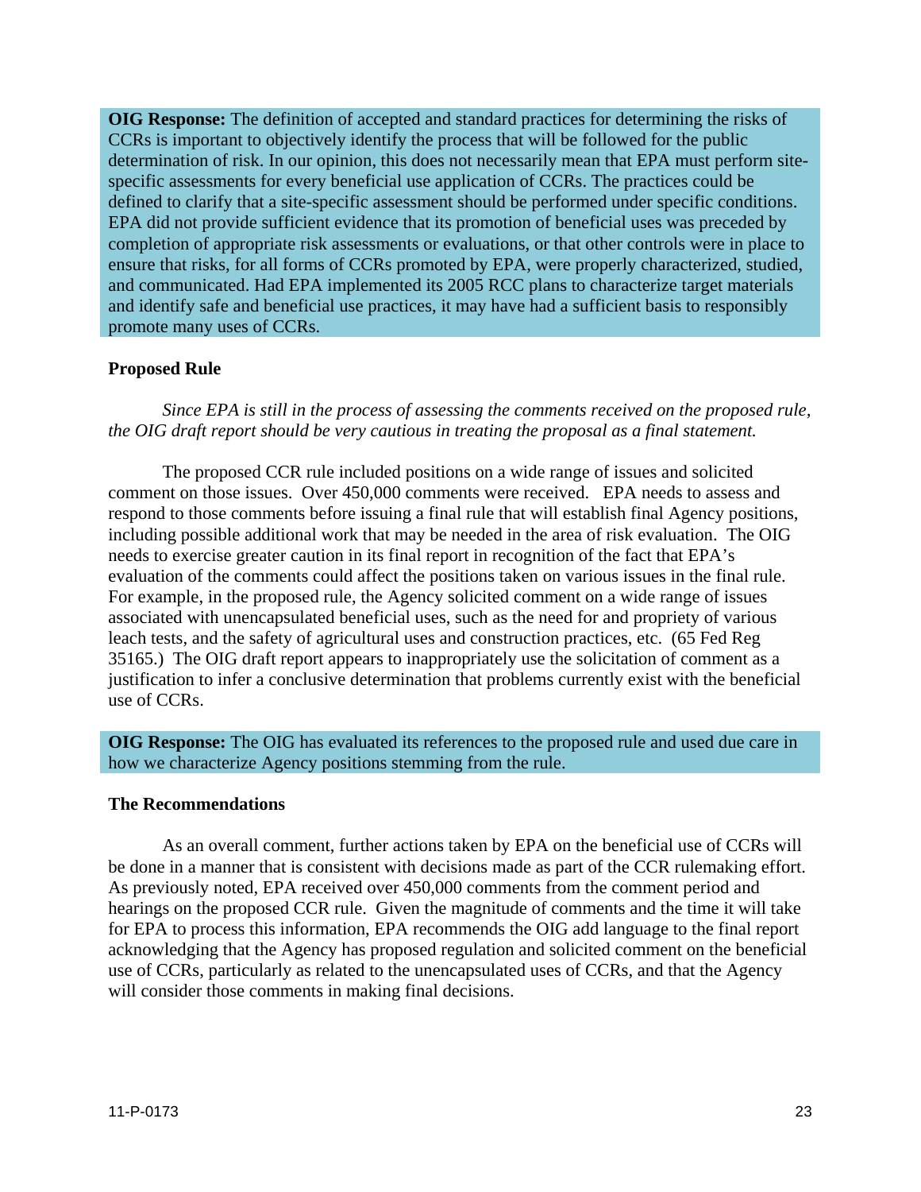**OIG Response:** The definition of accepted and standard practices for determining the risks of CCRs is important to objectively identify the process that will be followed for the public determination of risk. In our opinion, this does not necessarily mean that EPA must perform site-specific assessments for every beneficial use application of CCRs. The practices could be defined to clarify that a site-specific assessment should be performed under specific conditions. EPA did not provide sufficient evidence that its promotion of beneficial uses was preceded by completion of appropriate risk assessments or evaluations, or that other controls were in place to ensure that risks, for all forms of CCRs promoted by EPA, were properly characterized, studied, and communicated. Had EPA implemented its 2005 RCC plans to characterize target materials and identify safe and beneficial use practices, it may have had a sufficient basis to responsibly promote many uses of CCRs.

**Proposed Rule**

*Since EPA is still in the process of assessing the comments received on the proposed rule, the OIG draft report should be very cautious in treating the proposal as a final statement.*

The proposed CCR rule included positions on a wide range of issues and solicited comment on those issues. Over 450,000 comments were received. EPA needs to assess and respond to those comments before issuing a final rule that will establish final Agency positions, including possible additional work that may be needed in the area of risk evaluation. The OIG needs to exercise greater caution in its final report in recognition of the fact that EPA's evaluation of the comments could affect the positions taken on various issues in the final rule. For example, in the proposed rule, the Agency solicited comment on a wide range of issues associated with unencapsulated beneficial uses, such as the need for and propriety of various leach tests, and the safety of agricultural uses and construction practices, etc. (65 Fed Reg 35165.) The OIG draft report appears to inappropriately use the solicitation of comment as a justification to infer a conclusive determination that problems currently exist with the beneficial use of CCRs.

**OIG Response:** The OIG has evaluated its references to the proposed rule and used due care in how we characterize Agency positions stemming from the rule.

**The Recommendations**

As an overall comment, further actions taken by EPA on the beneficial use of CCRs will be done in a manner that is consistent with decisions made as part of the CCR rulemaking effort. As previously noted, EPA received over 450,000 comments from the comment period and hearings on the proposed CCR rule. Given the magnitude of comments and the time it will take for EPA to process this information, EPA recommends the OIG add language to the final report acknowledging that the Agency has proposed regulation and solicited comment on the beneficial use of CCRs, particularly as related to the unencapsulated uses of CCRs, and that the Agency will consider those comments in making final decisions.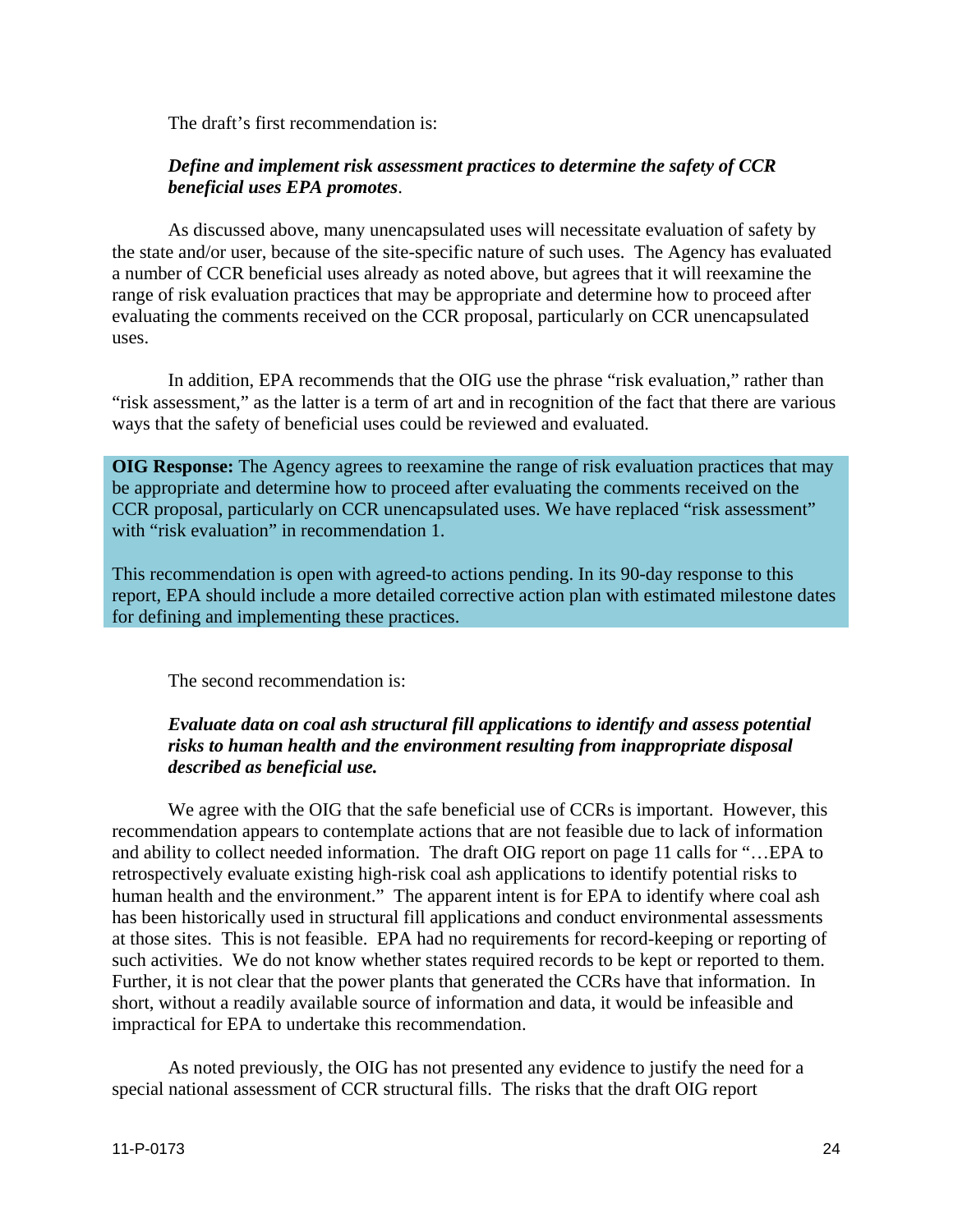The draft's first recommendation is:

***Define and implement risk assessment practices to determine the safety of CCR beneficial uses EPA promotes*.**

As discussed above, many unencapsulated uses will necessitate evaluation of safety by the state and/or user, because of the site-specific nature of such uses. The Agency has evaluated a number of CCR beneficial uses already as noted above, but agrees that it will reexamine the range of risk evaluation practices that may be appropriate and determine how to proceed after evaluating the comments received on the CCR proposal, particularly on CCR unencapsulated uses.

In addition, EPA recommends that the OIG use the phrase "risk evaluation," rather than "risk assessment," as the latter is a term of art and in recognition of the fact that there are various ways that the safety of beneficial uses could be reviewed and evaluated.

**OIG Response:** The Agency agrees to reexamine the range of risk evaluation practices that may be appropriate and determine how to proceed after evaluating the comments received on the CCR proposal, particularly on CCR unencapsulated uses. We have replaced "risk assessment" with "risk evaluation" in recommendation 1.

This recommendation is open with agreed-to actions pending. In its 90-day response to this report, EPA should include a more detailed corrective action plan with estimated milestone dates for defining and implementing these practices.

The second recommendation is:

***Evaluate data on coal ash structural fill applications to identify and assess potential risks to human health and the environment resulting from inappropriate disposal described as beneficial use.***

We agree with the OIG that the safe beneficial use of CCRs is important. However, this recommendation appears to contemplate actions that are not feasible due to lack of information and ability to collect needed information. The draft OIG report on page 11 calls for "…EPA to retrospectively evaluate existing high-risk coal ash applications to identify potential risks to human health and the environment." The apparent intent is for EPA to identify where coal ash has been historically used in structural fill applications and conduct environmental assessments at those sites. This is not feasible. EPA had no requirements for record-keeping or reporting of such activities. We do not know whether states required records to be kept or reported to them. Further, it is not clear that the power plants that generated the CCRs have that information. In short, without a readily available source of information and data, it would be infeasible and impractical for EPA to undertake this recommendation.

As noted previously, the OIG has not presented any evidence to justify the need for a special national assessment of CCR structural fills. The risks that the draft OIG report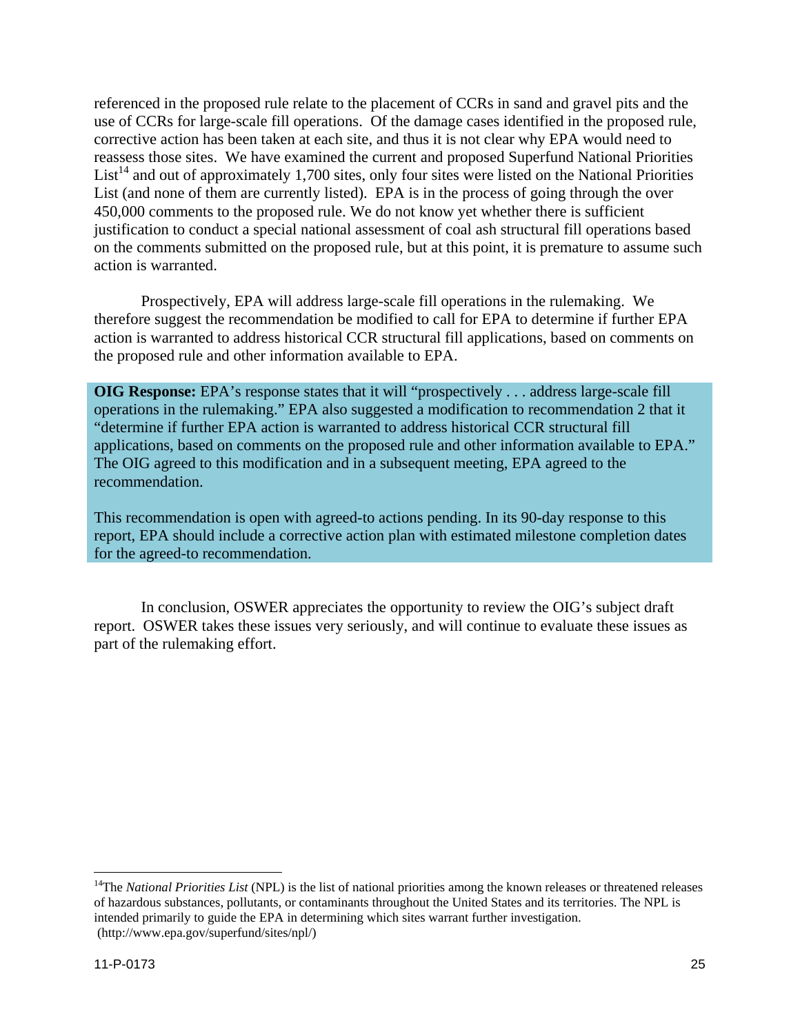referenced in the proposed rule relate to the placement of CCRs in sand and gravel pits and the use of CCRs for large-scale fill operations. Of the damage cases identified in the proposed rule, corrective action has been taken at each site, and thus it is not clear why EPA would need to reassess those sites. We have examined the current and proposed Superfund National Priorities List[14] and out of approximately 1,700 sites, only four sites were listed on the National Priorities List (and none of them are currently listed). EPA is in the process of going through the over 450,000 comments to the proposed rule. We do not know yet whether there is sufficient justification to conduct a special national assessment of coal ash structural fill operations based on the comments submitted on the proposed rule, but at this point, it is premature to assume such action is warranted.

Prospectively, EPA will address large-scale fill operations in the rulemaking. We therefore suggest the recommendation be modified to call for EPA to determine if further EPA action is warranted to address historical CCR structural fill applications, based on comments on the proposed rule and other information available to EPA.

**OIG Response:** EPA's response states that it will "prospectively . . . address large-scale fill operations in the rulemaking." EPA also suggested a modification to recommendation 2 that it "determine if further EPA action is warranted to address historical CCR structural fill applications, based on comments on the proposed rule and other information available to EPA." The OIG agreed to this modification and in a subsequent meeting, EPA agreed to the recommendation.

This recommendation is open with agreed-to actions pending. In its 90-day response to this report, EPA should include a corrective action plan with estimated milestone completion dates for the agreed-to recommendation.

In conclusion, OSWER appreciates the opportunity to review the OIG's subject draft report. OSWER takes these issues very seriously, and will continue to evaluate these issues as part of the rulemaking effort.

[14] The *National Priorities List* (NPL) is the list of national priorities among the known releases or threatened releases of hazardous substances, pollutants, or contaminants throughout the United States and its territories. The NPL is intended primarily to guide the EPA in determining which sites warrant further investigation. (http://www.epa.gov/superfund/sites/npl/)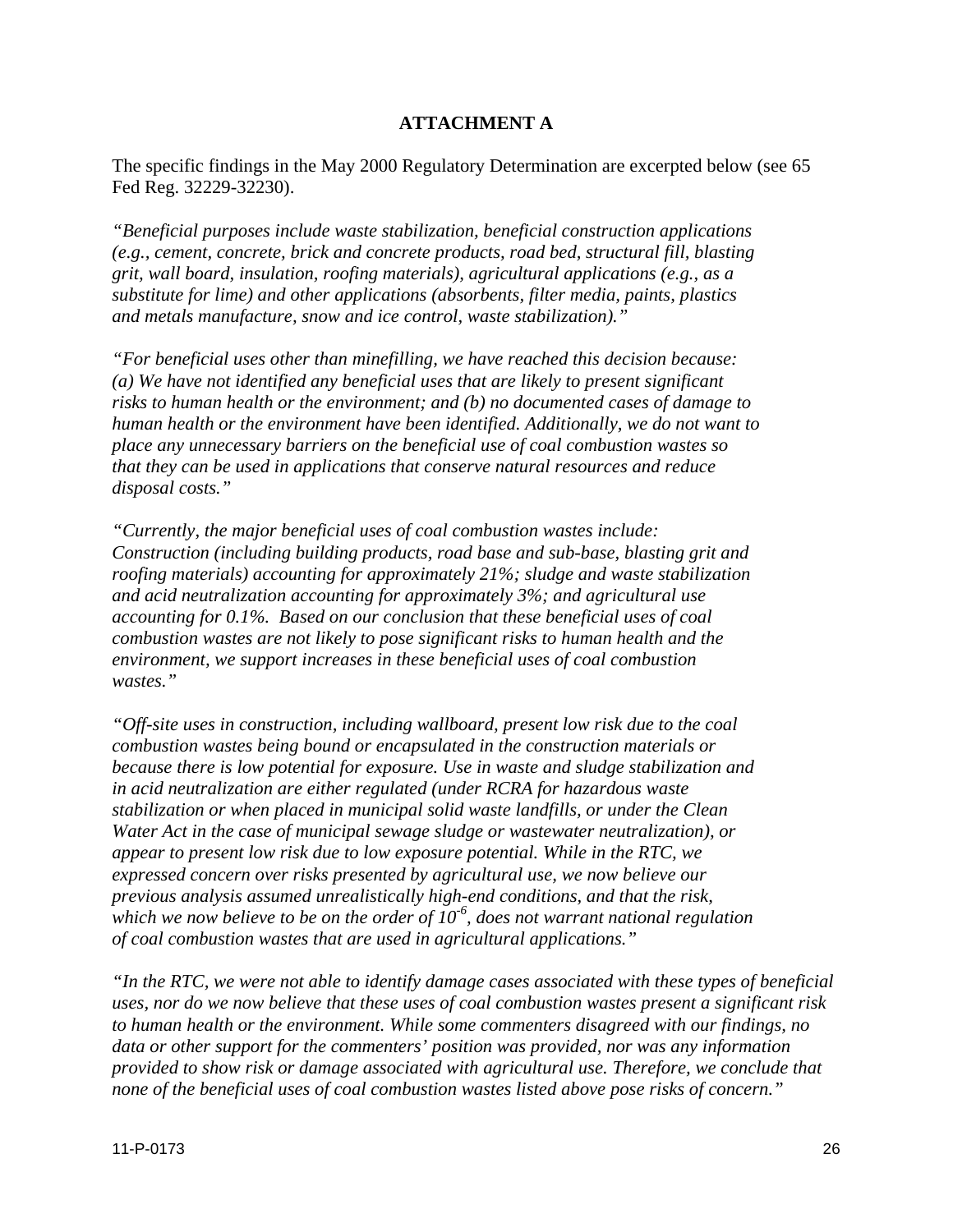# ATTACHMENT A

The specific findings in the May 2000 Regulatory Determination are excerpted below (see 65 Fed Reg. 32229-32230).

*"Beneficial purposes include waste stabilization, beneficial construction applications (e.g., cement, concrete, brick and concrete products, road bed, structural fill, blasting grit, wall board, insulation, roofing materials), agricultural applications (e.g., as a substitute for lime) and other applications (absorbents, filter media, paints, plastics and metals manufacture, snow and ice control, waste stabilization)."*

*"For beneficial uses other than minefilling, we have reached this decision because: (a) We have not identified any beneficial uses that are likely to present significant risks to human health or the environment; and (b) no documented cases of damage to human health or the environment have been identified. Additionally, we do not want to place any unnecessary barriers on the beneficial use of coal combustion wastes so that they can be used in applications that conserve natural resources and reduce disposal costs."*

*"Currently, the major beneficial uses of coal combustion wastes include: Construction (including building products, road base and sub-base, blasting grit and roofing materials) accounting for approximately 21%; sludge and waste stabilization and acid neutralization accounting for approximately 3%; and agricultural use accounting for 0.1%. Based on our conclusion that these beneficial uses of coal combustion wastes are not likely to pose significant risks to human health and the environment, we support increases in these beneficial uses of coal combustion wastes."*

*"Off-site uses in construction, including wallboard, present low risk due to the coal combustion wastes being bound or encapsulated in the construction materials or because there is low potential for exposure. Use in waste and sludge stabilization and in acid neutralization are either regulated (under RCRA for hazardous waste stabilization or when placed in municipal solid waste landfills, or under the Clean Water Act in the case of municipal sewage sludge or wastewater neutralization), or appear to present low risk due to low exposure potential. While in the RTC, we expressed concern over risks presented by agricultural use, we now believe our previous analysis assumed unrealistically high-end conditions, and that the risk, which we now believe to be on the order of $10^{-6}$, does not warrant national regulation of coal combustion wastes that are used in agricultural applications."*

*"In the RTC, we were not able to identify damage cases associated with these types of beneficial uses, nor do we now believe that these uses of coal combustion wastes present a significant risk to human health or the environment. While some commenters disagreed with our findings, no data or other support for the commenters' position was provided, nor was any information provided to show risk or damage associated with agricultural use. Therefore, we conclude that none of the beneficial uses of coal combustion wastes listed above pose risks of concern."*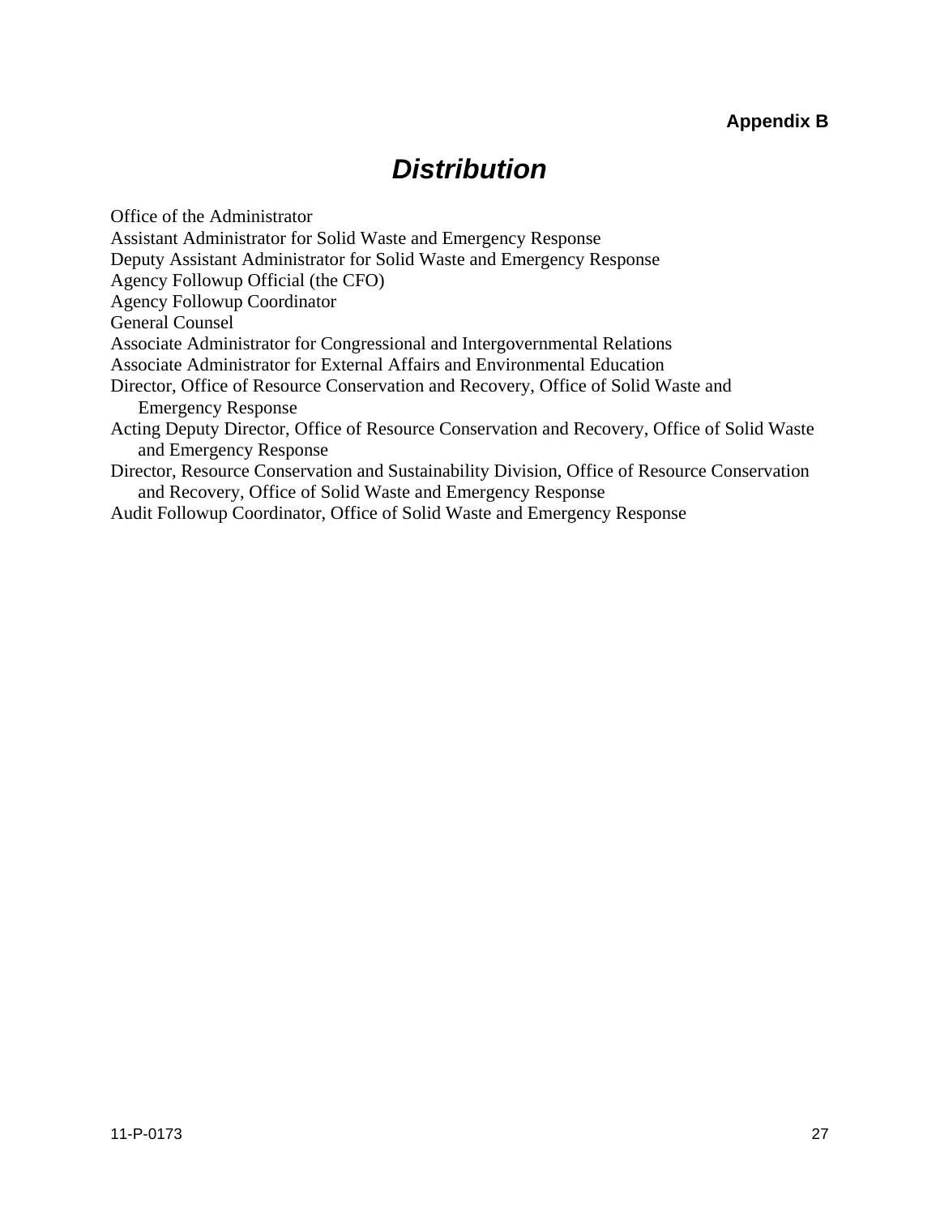**Appendix B**

# *Distribution*

Office of the Administrator
Assistant Administrator for Solid Waste and Emergency Response
Deputy Assistant Administrator for Solid Waste and Emergency Response
Agency Followup Official (the CFO)
Agency Followup Coordinator
General Counsel
Associate Administrator for Congressional and Intergovernmental Relations
Associate Administrator for External Affairs and Environmental Education
Director, Office of Resource Conservation and Recovery, Office of Solid Waste and Emergency Response
Acting Deputy Director, Office of Resource Conservation and Recovery, Office of Solid Waste and Emergency Response
Director, Resource Conservation and Sustainability Division, Office of Resource Conservation and Recovery, Office of Solid Waste and Emergency Response
Audit Followup Coordinator, Office of Solid Waste and Emergency Response